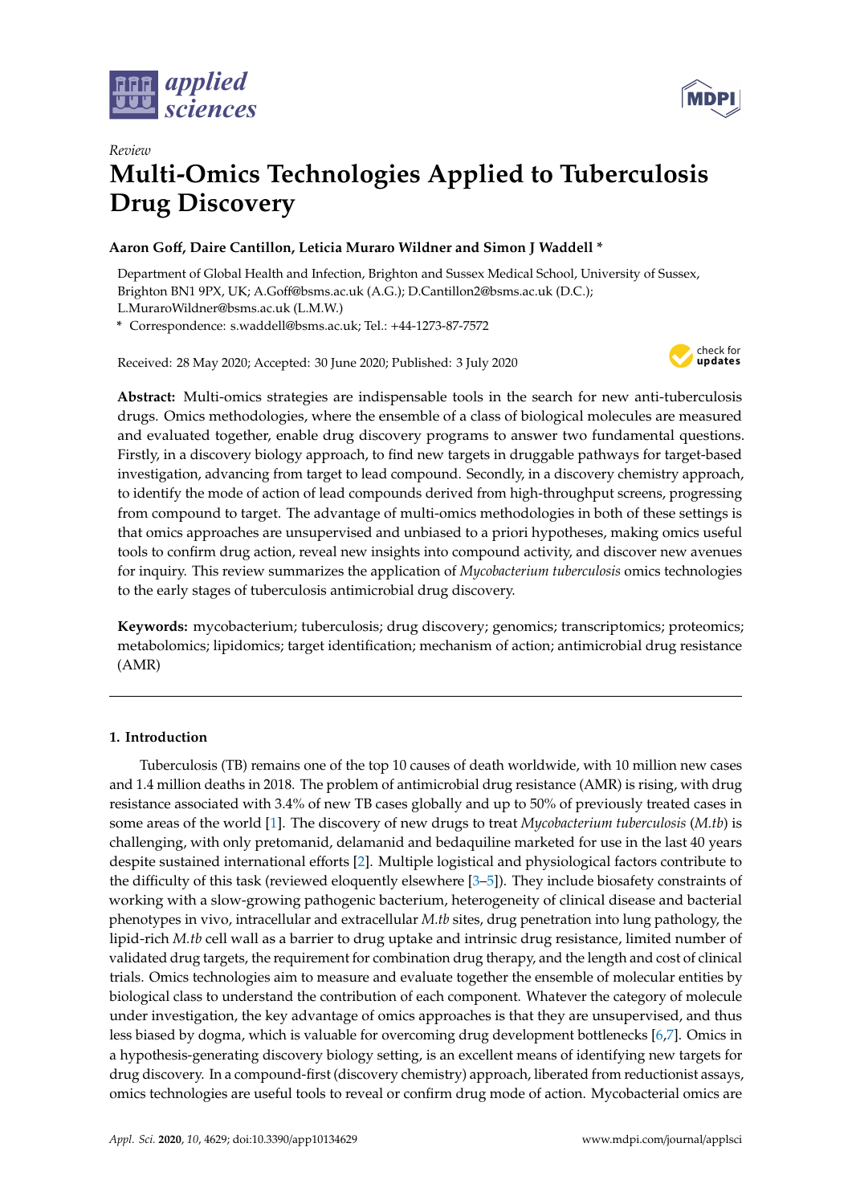Review

# Multi-Omics Technologies Applied to Tuberculosis Drug Discovery

**Aaron Goff, Daire Cantillon, Leticia Muraro Wildner and Simon J Waddell ***

Department of Global Health and Infection, Brighton and Sussex Medical School, University of Sussex, Brighton BN1 9PX, UK; A.Goff@bsms.ac.uk (A.G.); D.Cantillon2@bsms.ac.uk (D.C.); L.MuraroWildner@bsms.ac.uk (L.M.W.)

* Correspondence: s.waddell@bsms.ac.uk; Tel.: +44-1273-87-7572

Received: 28 May 2020; Accepted: 30 June 2020; Published: 3 July 2020

**Abstract:** Multi-omics strategies are indispensable tools in the search for new anti-tuberculosis drugs. Omics methodologies, where the ensemble of a class of biological molecules are measured and evaluated together, enable drug discovery programs to answer two fundamental questions. Firstly, in a discovery biology approach, to find new targets in druggable pathways for target-based investigation, advancing from target to lead compound. Secondly, in a discovery chemistry approach, to identify the mode of action of lead compounds derived from high-throughput screens, progressing from compound to target. The advantage of multi-omics methodologies in both of these settings is that omics approaches are unsupervised and unbiased to a priori hypotheses, making omics useful tools to confirm drug action, reveal new insights into compound activity, and discover new avenues for inquiry. This review summarizes the application of *Mycobacterium tuberculosis* omics technologies to the early stages of tuberculosis antimicrobial drug discovery.

**Keywords:** mycobacterium; tuberculosis; drug discovery; genomics; transcriptomics; proteomics; metabolomics; lipidomics; target identification; mechanism of action; antimicrobial drug resistance (AMR)

## 1. Introduction

Tuberculosis (TB) remains one of the top 10 causes of death worldwide, with 10 million new cases and 1.4 million deaths in 2018. The problem of antimicrobial drug resistance (AMR) is rising, with drug resistance associated with 3.4% of new TB cases globally and up to 50% of previously treated cases in some areas of the world [1]. The discovery of new drugs to treat *Mycobacterium tuberculosis* (*M.tb*) is challenging, with only pretomanid, delamanid and bedaquiline marketed for use in the last 40 years despite sustained international efforts [2]. Multiple logistical and physiological factors contribute to the difficulty of this task (reviewed eloquently elsewhere [3–5]). They include biosafety constraints of working with a slow-growing pathogenic bacterium, heterogeneity of clinical disease and bacterial phenotypes in vivo, intracellular and extracellular *M.tb* sites, drug penetration into lung pathology, the lipid-rich *M.tb* cell wall as a barrier to drug uptake and intrinsic drug resistance, limited number of validated drug targets, the requirement for combination drug therapy, and the length and cost of clinical trials. Omics technologies aim to measure and evaluate together the ensemble of molecular entities by biological class to understand the contribution of each component. Whatever the category of molecule under investigation, the key advantage of omics approaches is that they are unsupervised, and thus less biased by dogma, which is valuable for overcoming drug development bottlenecks [6,7]. Omics in a hypothesis-generating discovery biology setting, is an excellent means of identifying new targets for drug discovery. In a compound-first (discovery chemistry) approach, liberated from reductionist assays, omics technologies are useful tools to reveal or confirm drug mode of action. Mycobacterial omics are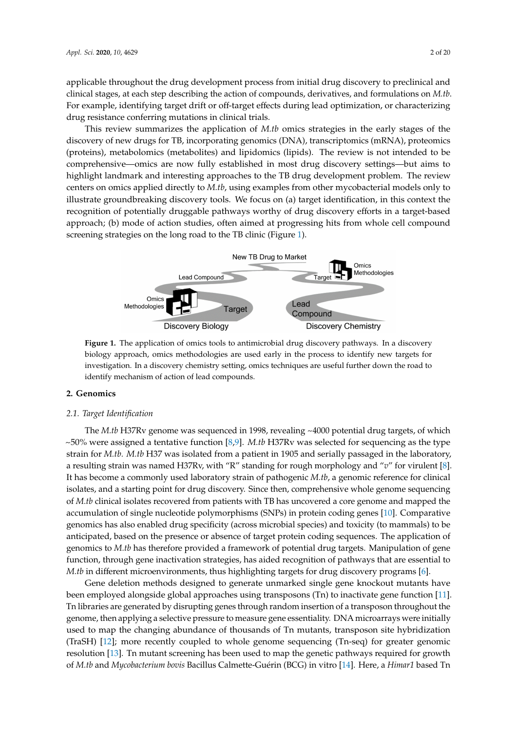applicable throughout the drug development process from initial drug discovery to preclinical and clinical stages, at each step describing the action of compounds, derivatives, and formulations on *M.tb*. For example, identifying target drift or off-target effects during lead optimization, or characterizing drug resistance conferring mutations in clinical trials.

This review summarizes the application of *M.tb* omics strategies in the early stages of the discovery of new drugs for TB, incorporating genomics (DNA), transcriptomics (mRNA), proteomics (proteins), metabolomics (metabolites) and lipidomics (lipids). The review is not intended to be comprehensive—omics are now fully established in most drug discovery settings—but aims to highlight landmark and interesting approaches to the TB drug development problem. The review centers on omics applied directly to *M.tb*, using examples from other mycobacterial models only to illustrate groundbreaking discovery tools. We focus on (a) target identification, in this context the recognition of potentially druggable pathways worthy of drug discovery efforts in a target-based approach; (b) mode of action studies, often aimed at progressing hits from whole cell compound screening strategies on the long road to the TB clinic (Figure 1).

**Figure 1.** The application of omics tools to antimicrobial drug discovery pathways. In a discovery biology approach, omics methodologies are used early in the process to identify new targets for investigation. In a discovery chemistry setting, omics techniques are useful further down the road to identify mechanism of action of lead compounds.

## 2. Genomics

### *2.1. Target Identification*

The *M.tb* H37Rv genome was sequenced in 1998, revealing ~4000 potential drug targets, of which ~50% were assigned a tentative function [8,9]. *M.tb* H37Rv was selected for sequencing as the type strain for *M.tb*. *M.tb* H37 was isolated from a patient in 1905 and serially passaged in the laboratory, a resulting strain was named H37Rv, with "R" standing for rough morphology and "*v*" for virulent [8]. It has become a commonly used laboratory strain of pathogenic *M.tb*, a genomic reference for clinical isolates, and a starting point for drug discovery. Since then, comprehensive whole genome sequencing of *M.tb* clinical isolates recovered from patients with TB has uncovered a core genome and mapped the accumulation of single nucleotide polymorphisms (SNPs) in protein coding genes [10]. Comparative genomics has also enabled drug specificity (across microbial species) and toxicity (to mammals) to be anticipated, based on the presence or absence of target protein coding sequences. The application of genomics to *M.tb* has therefore provided a framework of potential drug targets. Manipulation of gene function, through gene inactivation strategies, has aided recognition of pathways that are essential to *M.tb* in different microenvironments, thus highlighting targets for drug discovery programs [6].

Gene deletion methods designed to generate unmarked single gene knockout mutants have been employed alongside global approaches using transposons (Tn) to inactivate gene function [11]. Tn libraries are generated by disrupting genes through random insertion of a transposon throughout the genome, then applying a selective pressure to measure gene essentiality. DNA microarrays were initially used to map the changing abundance of thousands of Tn mutants, transposon site hybridization (TraSH) [12]; more recently coupled to whole genome sequencing (Tn-seq) for greater genomic resolution [13]. Tn mutant screening has been used to map the genetic pathways required for growth of *M.tb* and *Mycobacterium bovis* Bacillus Calmette-Guérin (BCG) in vitro [14]. Here, a *Himar1* based Tn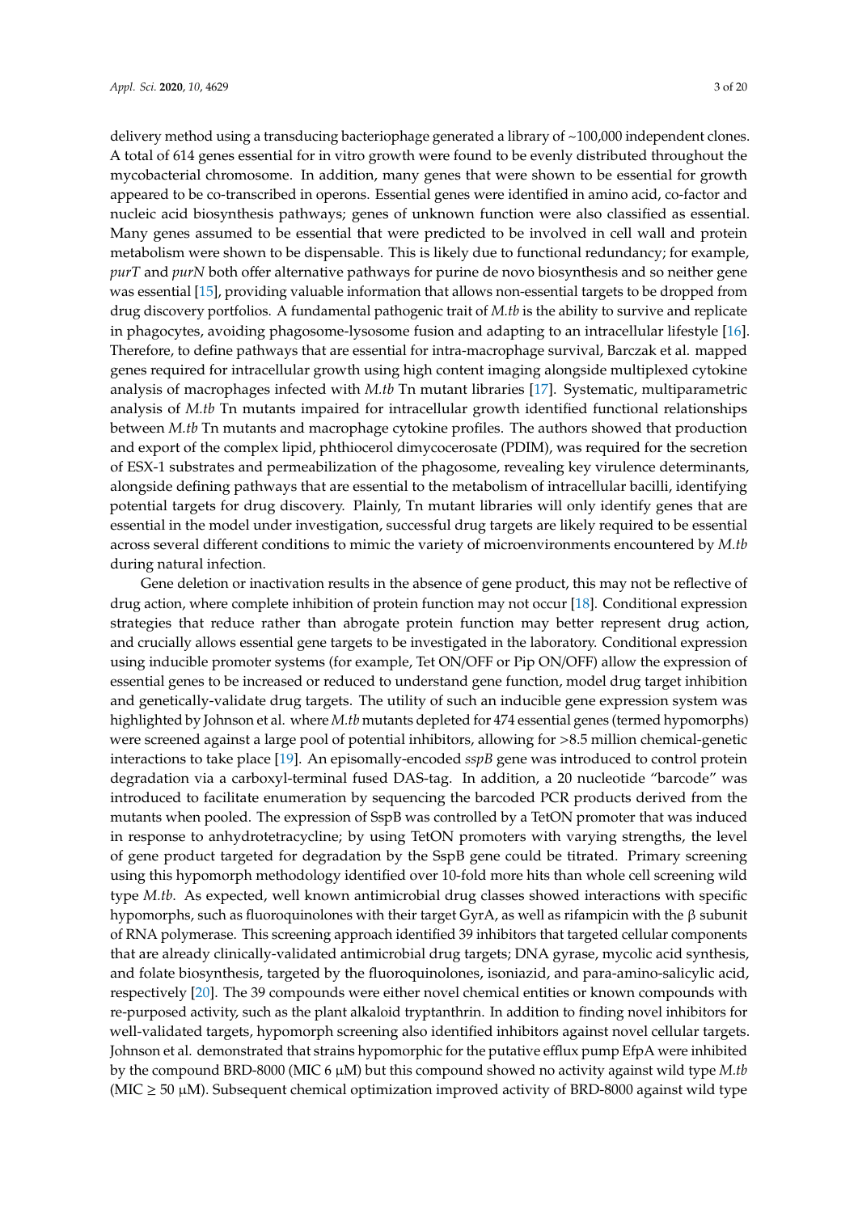delivery method using a transducing bacteriophage generated a library of ~100,000 independent clones. A total of 614 genes essential for in vitro growth were found to be evenly distributed throughout the mycobacterial chromosome. In addition, many genes that were shown to be essential for growth appeared to be co-transcribed in operons. Essential genes were identified in amino acid, co-factor and nucleic acid biosynthesis pathways; genes of unknown function were also classified as essential. Many genes assumed to be essential that were predicted to be involved in cell wall and protein metabolism were shown to be dispensable. This is likely due to functional redundancy; for example, *purT* and *purN* both offer alternative pathways for purine de novo biosynthesis and so neither gene was essential [15], providing valuable information that allows non-essential targets to be dropped from drug discovery portfolios. A fundamental pathogenic trait of *M.tb* is the ability to survive and replicate in phagocytes, avoiding phagosome-lysosome fusion and adapting to an intracellular lifestyle [16]. Therefore, to define pathways that are essential for intra-macrophage survival, Barczak et al. mapped genes required for intracellular growth using high content imaging alongside multiplexed cytokine analysis of macrophages infected with *M.tb* Tn mutant libraries [17]. Systematic, multiparametric analysis of *M.tb* Tn mutants impaired for intracellular growth identified functional relationships between *M.tb* Tn mutants and macrophage cytokine profiles. The authors showed that production and export of the complex lipid, phthiocerol dimycocerosate (PDIM), was required for the secretion of ESX-1 substrates and permeabilization of the phagosome, revealing key virulence determinants, alongside defining pathways that are essential to the metabolism of intracellular bacilli, identifying potential targets for drug discovery. Plainly, Tn mutant libraries will only identify genes that are essential in the model under investigation, successful drug targets are likely required to be essential across several different conditions to mimic the variety of microenvironments encountered by *M.tb* during natural infection.

Gene deletion or inactivation results in the absence of gene product, this may not be reflective of drug action, where complete inhibition of protein function may not occur [18]. Conditional expression strategies that reduce rather than abrogate protein function may better represent drug action, and crucially allows essential gene targets to be investigated in the laboratory. Conditional expression using inducible promoter systems (for example, Tet ON/OFF or Pip ON/OFF) allow the expression of essential genes to be increased or reduced to understand gene function, model drug target inhibition and genetically-validate drug targets. The utility of such an inducible gene expression system was highlighted by Johnson et al. where *M.tb* mutants depleted for 474 essential genes (termed hypomorphs) were screened against a large pool of potential inhibitors, allowing for >8.5 million chemical-genetic interactions to take place [19]. An episomally-encoded *sspB* gene was introduced to control protein degradation via a carboxyl-terminal fused DAS-tag. In addition, a 20 nucleotide "barcode" was introduced to facilitate enumeration by sequencing the barcoded PCR products derived from the mutants when pooled. The expression of SspB was controlled by a TetON promoter that was induced in response to anhydrotetracycline; by using TetON promoters with varying strengths, the level of gene product targeted for degradation by the SspB gene could be titrated. Primary screening using this hypomorph methodology identified over 10-fold more hits than whole cell screening wild type *M.tb*. As expected, well known antimicrobial drug classes showed interactions with specific hypomorphs, such as fluoroquinolones with their target GyrA, as well as rifampicin with the β subunit of RNA polymerase. This screening approach identified 39 inhibitors that targeted cellular components that are already clinically-validated antimicrobial drug targets; DNA gyrase, mycolic acid synthesis, and folate biosynthesis, targeted by the fluoroquinolones, isoniazid, and para-amino-salicylic acid, respectively [20]. The 39 compounds were either novel chemical entities or known compounds with re-purposed activity, such as the plant alkaloid tryptanthrin. In addition to finding novel inhibitors for well-validated targets, hypomorph screening also identified inhibitors against novel cellular targets. Johnson et al. demonstrated that strains hypomorphic for the putative efflux pump EfpA were inhibited by the compound BRD-8000 (MIC 6 μM) but this compound showed no activity against wild type *M.tb* (MIC ≥ 50 μM). Subsequent chemical optimization improved activity of BRD-8000 against wild type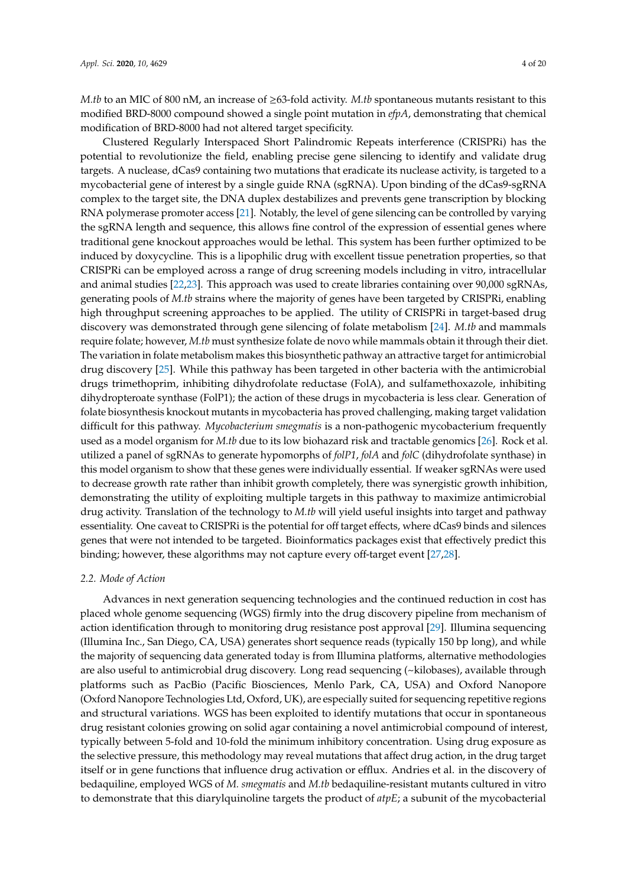*M.tb* to an MIC of 800 nM, an increase of ≥63-fold activity. *M.tb* spontaneous mutants resistant to this modified BRD-8000 compound showed a single point mutation in *efpA*, demonstrating that chemical modification of BRD-8000 had not altered target specificity.

Clustered Regularly Interspaced Short Palindromic Repeats interference (CRISPRi) has the potential to revolutionize the field, enabling precise gene silencing to identify and validate drug targets. A nuclease, dCas9 containing two mutations that eradicate its nuclease activity, is targeted to a mycobacterial gene of interest by a single guide RNA (sgRNA). Upon binding of the dCas9-sgRNA complex to the target site, the DNA duplex destabilizes and prevents gene transcription by blocking RNA polymerase promoter access [21]. Notably, the level of gene silencing can be controlled by varying the sgRNA length and sequence, this allows fine control of the expression of essential genes where traditional gene knockout approaches would be lethal. This system has been further optimized to be induced by doxycycline. This is a lipophilic drug with excellent tissue penetration properties, so that CRISPRi can be employed across a range of drug screening models including in vitro, intracellular and animal studies [22,23]. This approach was used to create libraries containing over 90,000 sgRNAs, generating pools of *M.tb* strains where the majority of genes have been targeted by CRISPRi, enabling high throughput screening approaches to be applied. The utility of CRISPRi in target-based drug discovery was demonstrated through gene silencing of folate metabolism [24]. *M.tb* and mammals require folate; however, *M.tb* must synthesize folate de novo while mammals obtain it through their diet. The variation in folate metabolism makes this biosynthetic pathway an attractive target for antimicrobial drug discovery [25]. While this pathway has been targeted in other bacteria with the antimicrobial drugs trimethoprim, inhibiting dihydrofolate reductase (FolA), and sulfamethoxazole, inhibiting dihydropteroate synthase (FolP1); the action of these drugs in mycobacteria is less clear. Generation of folate biosynthesis knockout mutants in mycobacteria has proved challenging, making target validation difficult for this pathway. *Mycobacterium smegmatis* is a non-pathogenic mycobacterium frequently used as a model organism for *M.tb* due to its low biohazard risk and tractable genomics [26]. Rock et al. utilized a panel of sgRNAs to generate hypomorphs of *folP1*, *folA* and *folC* (dihydrofolate synthase) in this model organism to show that these genes were individually essential. If weaker sgRNAs were used to decrease growth rate rather than inhibit growth completely, there was synergistic growth inhibition, demonstrating the utility of exploiting multiple targets in this pathway to maximize antimicrobial drug activity. Translation of the technology to *M.tb* will yield useful insights into target and pathway essentiality. One caveat to CRISPRi is the potential for off target effects, where dCas9 binds and silences genes that were not intended to be targeted. Bioinformatics packages exist that effectively predict this binding; however, these algorithms may not capture every off-target event [27,28].

### 2.2. Mode of Action

Advances in next generation sequencing technologies and the continued reduction in cost has placed whole genome sequencing (WGS) firmly into the drug discovery pipeline from mechanism of action identification through to monitoring drug resistance post approval [29]. Illumina sequencing (Illumina Inc., San Diego, CA, USA) generates short sequence reads (typically 150 bp long), and while the majority of sequencing data generated today is from Illumina platforms, alternative methodologies are also useful to antimicrobial drug discovery. Long read sequencing (~kilobases), available through platforms such as PacBio (Pacific Biosciences, Menlo Park, CA, USA) and Oxford Nanopore (Oxford Nanopore Technologies Ltd, Oxford, UK), are especially suited for sequencing repetitive regions and structural variations. WGS has been exploited to identify mutations that occur in spontaneous drug resistant colonies growing on solid agar containing a novel antimicrobial compound of interest, typically between 5-fold and 10-fold the minimum inhibitory concentration. Using drug exposure as the selective pressure, this methodology may reveal mutations that affect drug action, in the drug target itself or in gene functions that influence drug activation or efflux. Andries et al. in the discovery of bedaquiline, employed WGS of *M. smegmatis* and *M.tb* bedaquiline-resistant mutants cultured in vitro to demonstrate that this diarylquinoline targets the product of *atpE*; a subunit of the mycobacterial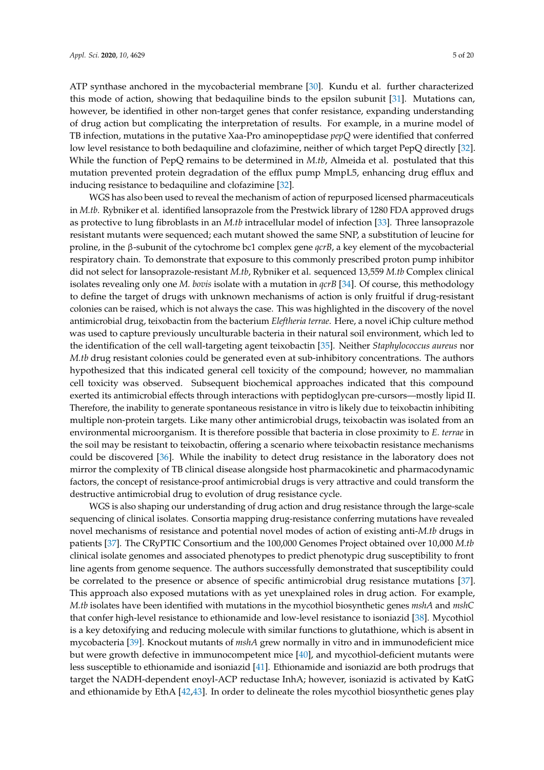ATP synthase anchored in the mycobacterial membrane [30]. Kundu et al. further characterized this mode of action, showing that bedaquiline binds to the epsilon subunit [31]. Mutations can, however, be identified in other non-target genes that confer resistance, expanding understanding of drug action but complicating the interpretation of results. For example, in a murine model of TB infection, mutations in the putative Xaa-Pro aminopeptidase *pepQ* were identified that conferred low level resistance to both bedaquiline and clofazimine, neither of which target PepQ directly [32]. While the function of PepQ remains to be determined in *M.tb*, Almeida et al. postulated that this mutation prevented protein degradation of the efflux pump MmpL5, enhancing drug efflux and inducing resistance to bedaquiline and clofazimine [32].

WGS has also been used to reveal the mechanism of action of repurposed licensed pharmaceuticals in *M.tb*. Rybniker et al. identified lansoprazole from the Prestwick library of 1280 FDA approved drugs as protective to lung fibroblasts in an *M.tb* intracellular model of infection [33]. Three lansoprazole resistant mutants were sequenced; each mutant showed the same SNP, a substitution of leucine for proline, in the β-subunit of the cytochrome bc1 complex gene *qcrB*, a key element of the mycobacterial respiratory chain. To demonstrate that exposure to this commonly prescribed proton pump inhibitor did not select for lansoprazole-resistant *M.tb*, Rybniker et al. sequenced 13,559 *M.tb* Complex clinical isolates revealing only one *M. bovis* isolate with a mutation in *qcrB* [34]. Of course, this methodology to define the target of drugs with unknown mechanisms of action is only fruitful if drug-resistant colonies can be raised, which is not always the case. This was highlighted in the discovery of the novel antimicrobial drug, teixobactin from the bacterium *Eleftheria terrae*. Here, a novel iChip culture method was used to capture previously unculturable bacteria in their natural soil environment, which led to the identification of the cell wall-targeting agent teixobactin [35]. Neither *Staphylococcus aureus* nor *M.tb* drug resistant colonies could be generated even at sub-inhibitory concentrations. The authors hypothesized that this indicated general cell toxicity of the compound; however, no mammalian cell toxicity was observed. Subsequent biochemical approaches indicated that this compound exerted its antimicrobial effects through interactions with peptidoglycan pre-cursors—mostly lipid II. Therefore, the inability to generate spontaneous resistance in vitro is likely due to teixobactin inhibiting multiple non-protein targets. Like many other antimicrobial drugs, teixobactin was isolated from an environmental microorganism. It is therefore possible that bacteria in close proximity to *E. terrae* in the soil may be resistant to teixobactin, offering a scenario where teixobactin resistance mechanisms could be discovered [36]. While the inability to detect drug resistance in the laboratory does not mirror the complexity of TB clinical disease alongside host pharmacokinetic and pharmacodynamic factors, the concept of resistance-proof antimicrobial drugs is very attractive and could transform the destructive antimicrobial drug to evolution of drug resistance cycle.

WGS is also shaping our understanding of drug action and drug resistance through the large-scale sequencing of clinical isolates. Consortia mapping drug-resistance conferring mutations have revealed novel mechanisms of resistance and potential novel modes of action of existing anti-*M.tb* drugs in patients [37]. The CRyPTIC Consortium and the 100,000 Genomes Project obtained over 10,000 *M.tb* clinical isolate genomes and associated phenotypes to predict phenotypic drug susceptibility to front line agents from genome sequence. The authors successfully demonstrated that susceptibility could be correlated to the presence or absence of specific antimicrobial drug resistance mutations [37]. This approach also exposed mutations with as yet unexplained roles in drug action. For example, *M.tb* isolates have been identified with mutations in the mycothiol biosynthetic genes *mshA* and *mshC* that confer high-level resistance to ethionamide and low-level resistance to isoniazid [38]. Mycothiol is a key detoxifying and reducing molecule with similar functions to glutathione, which is absent in mycobacteria [39]. Knockout mutants of *mshA* grew normally in vitro and in immunodeficient mice but were growth defective in immunocompetent mice [40], and mycothiol-deficient mutants were less susceptible to ethionamide and isoniazid [41]. Ethionamide and isoniazid are both prodrugs that target the NADH-dependent enoyl-ACP reductase InhA; however, isoniazid is activated by KatG and ethionamide by EthA [42,43]. In order to delineate the roles mycothiol biosynthetic genes play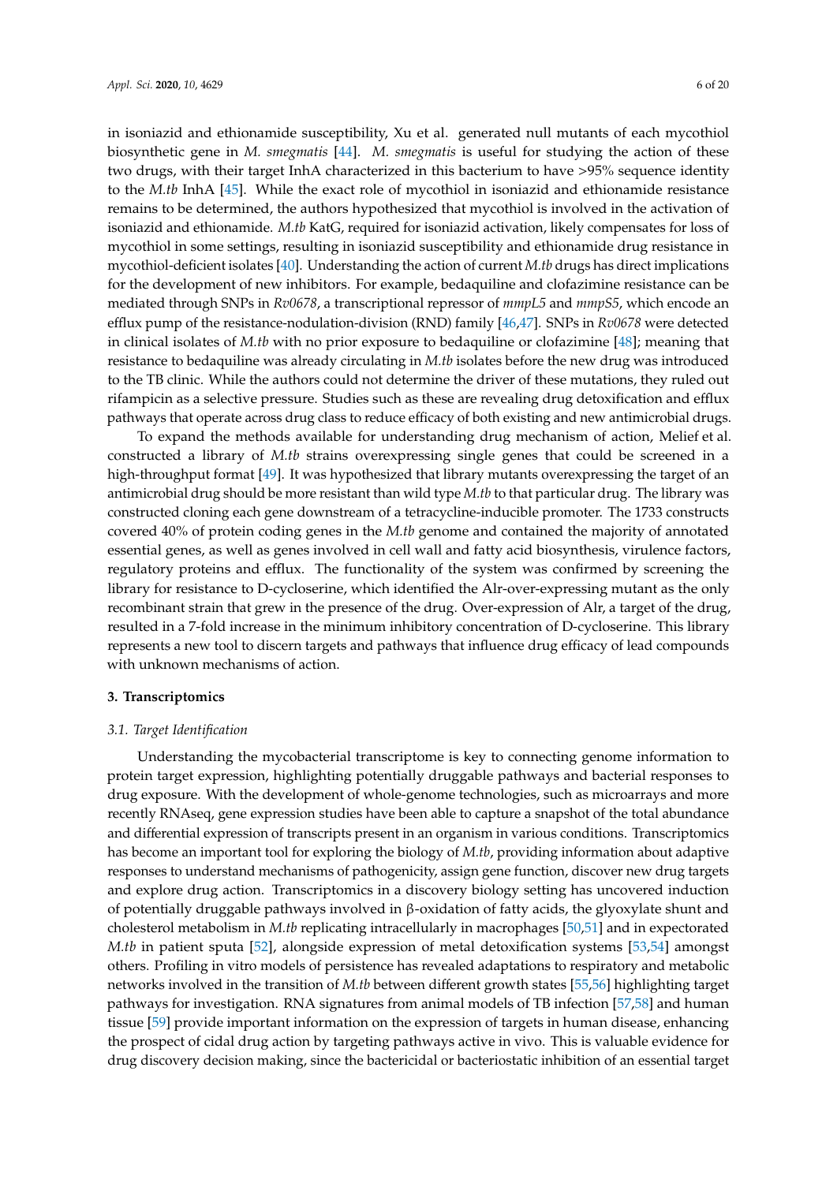in isoniazid and ethionamide susceptibility, Xu et al. generated null mutants of each mycothiol biosynthetic gene in *M. smegmatis* [44]. *M. smegmatis* is useful for studying the action of these two drugs, with their target InhA characterized in this bacterium to have >95% sequence identity to the *M.tb* InhA [45]. While the exact role of mycothiol in isoniazid and ethionamide resistance remains to be determined, the authors hypothesized that mycothiol is involved in the activation of isoniazid and ethionamide. *M.tb* KatG, required for isoniazid activation, likely compensates for loss of mycothiol in some settings, resulting in isoniazid susceptibility and ethionamide drug resistance in mycothiol-deficient isolates [40]. Understanding the action of current *M.tb* drugs has direct implications for the development of new inhibitors. For example, bedaquiline and clofazimine resistance can be mediated through SNPs in *Rv0678*, a transcriptional repressor of *mmpL5* and *mmpS5*, which encode an efflux pump of the resistance-nodulation-division (RND) family [46,47]. SNPs in *Rv0678* were detected in clinical isolates of *M.tb* with no prior exposure to bedaquiline or clofazimine [48]; meaning that resistance to bedaquiline was already circulating in *M.tb* isolates before the new drug was introduced to the TB clinic. While the authors could not determine the driver of these mutations, they ruled out rifampicin as a selective pressure. Studies such as these are revealing drug detoxification and efflux pathways that operate across drug class to reduce efficacy of both existing and new antimicrobial drugs.

To expand the methods available for understanding drug mechanism of action, Melief et al. constructed a library of *M.tb* strains overexpressing single genes that could be screened in a high-throughput format [49]. It was hypothesized that library mutants overexpressing the target of an antimicrobial drug should be more resistant than wild type *M.tb* to that particular drug. The library was constructed cloning each gene downstream of a tetracycline-inducible promoter. The 1733 constructs covered 40% of protein coding genes in the *M.tb* genome and contained the majority of annotated essential genes, as well as genes involved in cell wall and fatty acid biosynthesis, virulence factors, regulatory proteins and efflux. The functionality of the system was confirmed by screening the library for resistance to D-cycloserine, which identified the Alr-over-expressing mutant as the only recombinant strain that grew in the presence of the drug. Over-expression of Alr, a target of the drug, resulted in a 7-fold increase in the minimum inhibitory concentration of D-cycloserine. This library represents a new tool to discern targets and pathways that influence drug efficacy of lead compounds with unknown mechanisms of action.

## 3. Transcriptomics

### 3.1. Target Identification

Understanding the mycobacterial transcriptome is key to connecting genome information to protein target expression, highlighting potentially druggable pathways and bacterial responses to drug exposure. With the development of whole-genome technologies, such as microarrays and more recently RNAseq, gene expression studies have been able to capture a snapshot of the total abundance and differential expression of transcripts present in an organism in various conditions. Transcriptomics has become an important tool for exploring the biology of *M.tb*, providing information about adaptive responses to understand mechanisms of pathogenicity, assign gene function, discover new drug targets and explore drug action. Transcriptomics in a discovery biology setting has uncovered induction of potentially druggable pathways involved in β-oxidation of fatty acids, the glyoxylate shunt and cholesterol metabolism in *M.tb* replicating intracellularly in macrophages [50,51] and in expectorated *M.tb* in patient sputa [52], alongside expression of metal detoxification systems [53,54] amongst others. Profiling in vitro models of persistence has revealed adaptations to respiratory and metabolic networks involved in the transition of *M.tb* between different growth states [55,56] highlighting target pathways for investigation. RNA signatures from animal models of TB infection [57,58] and human tissue [59] provide important information on the expression of targets in human disease, enhancing the prospect of cidal drug action by targeting pathways active in vivo. This is valuable evidence for drug discovery decision making, since the bactericidal or bacteriostatic inhibition of an essential target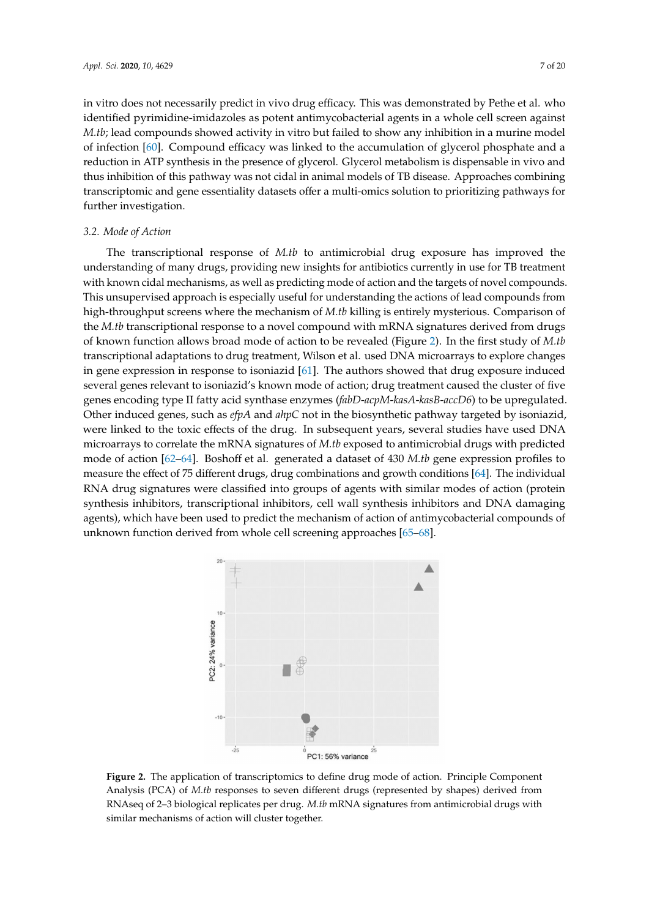in vitro does not necessarily predict in vivo drug efficacy. This was demonstrated by Pethe et al. who identified pyrimidine-imidazoles as potent antimycobacterial agents in a whole cell screen against *M.tb*; lead compounds showed activity in vitro but failed to show any inhibition in a murine model of infection [60]. Compound efficacy was linked to the accumulation of glycerol phosphate and a reduction in ATP synthesis in the presence of glycerol. Glycerol metabolism is dispensable in vivo and thus inhibition of this pathway was not cidal in animal models of TB disease. Approaches combining transcriptomic and gene essentiality datasets offer a multi-omics solution to prioritizing pathways for further investigation.

### 3.2. Mode of Action

The transcriptional response of *M.tb* to antimicrobial drug exposure has improved the understanding of many drugs, providing new insights for antibiotics currently in use for TB treatment with known cidal mechanisms, as well as predicting mode of action and the targets of novel compounds. This unsupervised approach is especially useful for understanding the actions of lead compounds from high-throughput screens where the mechanism of *M.tb* killing is entirely mysterious. Comparison of the *M.tb* transcriptional response to a novel compound with mRNA signatures derived from drugs of known function allows broad mode of action to be revealed (Figure 2). In the first study of *M.tb* transcriptional adaptations to drug treatment, Wilson et al. used DNA microarrays to explore changes in gene expression in response to isoniazid [61]. The authors showed that drug exposure induced several genes relevant to isoniazid's known mode of action; drug treatment caused the cluster of five genes encoding type II fatty acid synthase enzymes (*fabD-acpM-kasA-kasB-accD6*) to be upregulated. Other induced genes, such as *efpA* and *ahpC* not in the biosynthetic pathway targeted by isoniazid, were linked to the toxic effects of the drug. In subsequent years, several studies have used DNA microarrays to correlate the mRNA signatures of *M.tb* exposed to antimicrobial drugs with predicted mode of action [62–64]. Boshoff et al. generated a dataset of 430 *M.tb* gene expression profiles to measure the effect of 75 different drugs, drug combinations and growth conditions [64]. The individual RNA drug signatures were classified into groups of agents with similar modes of action (protein synthesis inhibitors, transcriptional inhibitors, cell wall synthesis inhibitors and DNA damaging agents), which have been used to predict the mechanism of action of antimycobacterial compounds of unknown function derived from whole cell screening approaches [65–68].

**Figure 2.** The application of transcriptomics to define drug mode of action. Principle Component Analysis (PCA) of *M.tb* responses to seven different drugs (represented by shapes) derived from RNAseq of 2–3 biological replicates per drug. *M.tb* mRNA signatures from antimicrobial drugs with similar mechanisms of action will cluster together.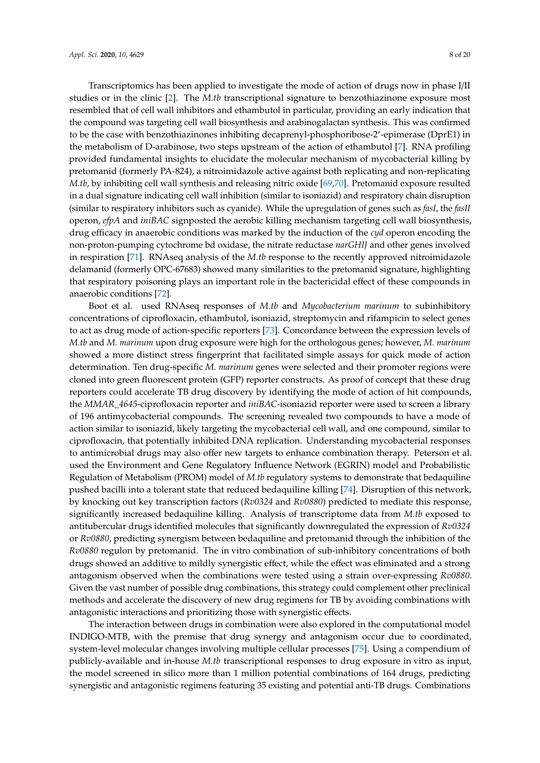Transcriptomics has been applied to investigate the mode of action of drugs now in phase I/II studies or in the clinic [2]. The *M.tb* transcriptional signature to benzothiazinone exposure most resembled that of cell wall inhibitors and ethambutol in particular, providing an early indication that the compound was targeting cell wall biosynthesis and arabinogalactan synthesis. This was confirmed to be the case with benzothiazinones inhibiting decaprenyl-phosphoribose-2'-epimerase (DprE1) in the metabolism of D-arabinose, two steps upstream of the action of ethambutol [7]. RNA profiling provided fundamental insights to elucidate the molecular mechanism of mycobacterial killing by pretomanid (formerly PA-824), a nitroimidazole active against both replicating and non-replicating *M.tb*, by inhibiting cell wall synthesis and releasing nitric oxide [69,70]. Pretomanid exposure resulted in a dual signature indicating cell wall inhibition (similar to isoniazid) and respiratory chain disruption (similar to respiratory inhibitors such as cyanide). While the upregulation of genes such as *fasI*, the *fasII* operon, *efpA* and *iniBAC* signposted the aerobic killing mechanism targeting cell wall biosynthesis, drug efficacy in anaerobic conditions was marked by the induction of the *cyd* operon encoding the non-proton-pumping cytochrome bd oxidase, the nitrate reductase *narGHIJ* and other genes involved in respiration [71]. RNAseq analysis of the *M.tb* response to the recently approved nitroimidazole delamanid (formerly OPC-67683) showed many similarities to the pretomanid signature, highlighting that respiratory poisoning plays an important role in the bactericidal effect of these compounds in anaerobic conditions [72].

Boot et al. used RNAseq responses of *M.tb* and *Mycobacterium marinum* to subinhibitory concentrations of ciprofloxacin, ethambutol, isoniazid, streptomycin and rifampicin to select genes to act as drug mode of action-specific reporters [73]. Concordance between the expression levels of *M.tb* and *M. marinum* upon drug exposure were high for the orthologous genes; however, *M. marinum* showed a more distinct stress fingerprint that facilitated simple assays for quick mode of action determination. Ten drug-specific *M. marinum* genes were selected and their promoter regions were cloned into green fluorescent protein (GFP) reporter constructs. As proof of concept that these drug reporters could accelerate TB drug discovery by identifying the mode of action of hit compounds, the *MMAR_4645*-ciprofloxacin reporter and *iniBAC*-isoniazid reporter were used to screen a library of 196 antimycobacterial compounds. The screening revealed two compounds to have a mode of action similar to isoniazid, likely targeting the mycobacterial cell wall, and one compound, similar to ciprofloxacin, that potentially inhibited DNA replication. Understanding mycobacterial responses to antimicrobial drugs may also offer new targets to enhance combination therapy. Peterson et al. used the Environment and Gene Regulatory Influence Network (EGRIN) model and Probabilistic Regulation of Metabolism (PROM) model of *M.tb* regulatory systems to demonstrate that bedaquiline pushed bacilli into a tolerant state that reduced bedaquiline killing [74]. Disruption of this network, by knocking out key transcription factors (*Rv0324* and *Rv0880*) predicted to mediate this response, significantly increased bedaquiline killing. Analysis of transcriptome data from *M.tb* exposed to antitubercular drugs identified molecules that significantly downregulated the expression of *Rv0324* or *Rv0880*, predicting synergism between bedaquiline and pretomanid through the inhibition of the *Rv0880* regulon by pretomanid. The in vitro combination of sub-inhibitory concentrations of both drugs showed an additive to mildly synergistic effect, while the effect was eliminated and a strong antagonism observed when the combinations were tested using a strain over-expressing *Rv0880*. Given the vast number of possible drug combinations, this strategy could complement other preclinical methods and accelerate the discovery of new drug regimens for TB by avoiding combinations with antagonistic interactions and prioritizing those with synergistic effects.

The interaction between drugs in combination were also explored in the computational model INDIGO-MTB, with the premise that drug synergy and antagonism occur due to coordinated, system-level molecular changes involving multiple cellular processes [75]. Using a compendium of publicly-available and in-house *M.tb* transcriptional responses to drug exposure in vitro as input, the model screened in silico more than 1 million potential combinations of 164 drugs, predicting synergistic and antagonistic regimens featuring 35 existing and potential anti-TB drugs. Combinations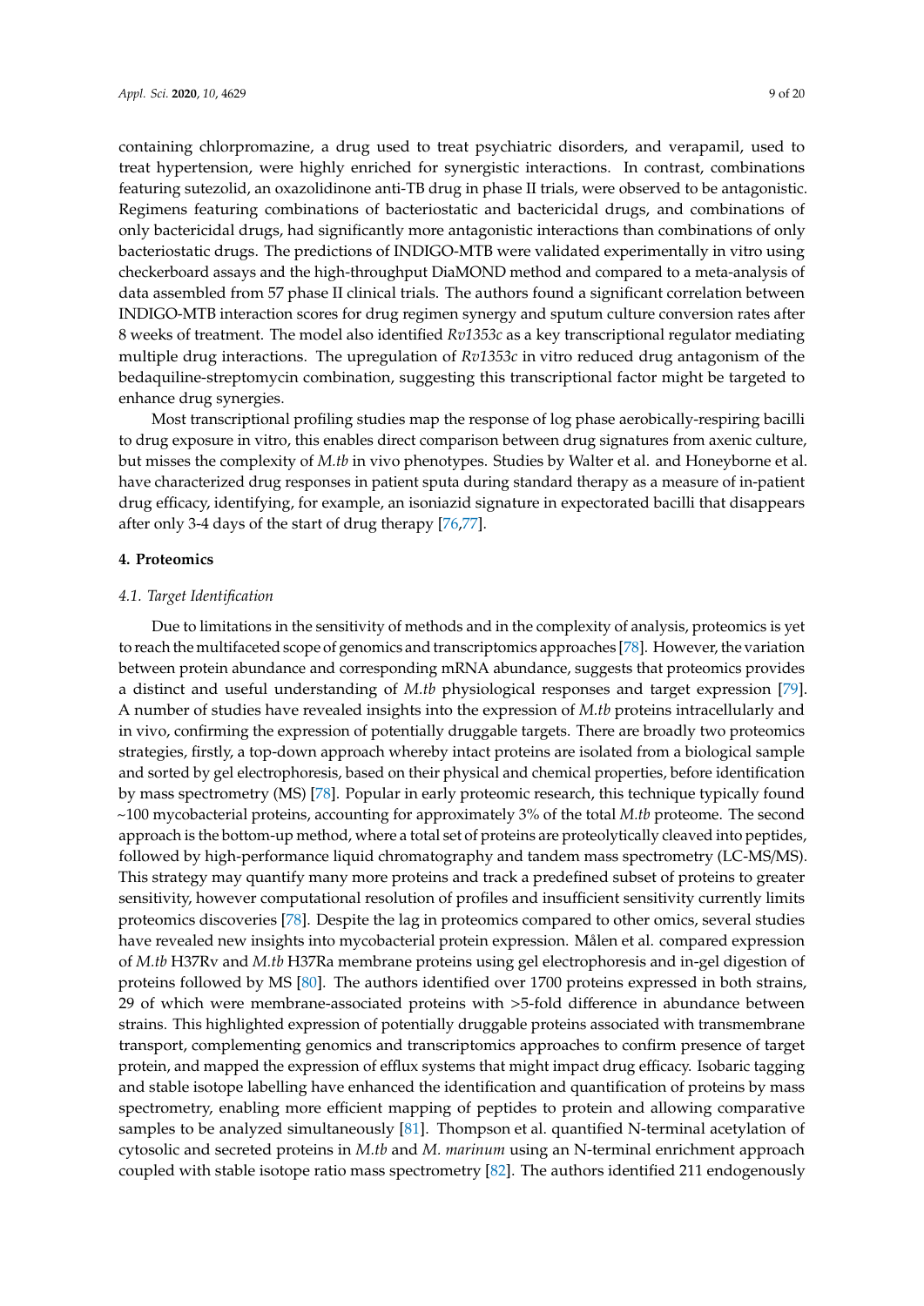containing chlorpromazine, a drug used to treat psychiatric disorders, and verapamil, used to treat hypertension, were highly enriched for synergistic interactions. In contrast, combinations featuring sutezolid, an oxazolidinone anti-TB drug in phase II trials, were observed to be antagonistic. Regimens featuring combinations of bacteriostatic and bactericidal drugs, and combinations of only bactericidal drugs, had significantly more antagonistic interactions than combinations of only bacteriostatic drugs. The predictions of INDIGO-MTB were validated experimentally in vitro using checkerboard assays and the high-throughput DiaMOND method and compared to a meta-analysis of data assembled from 57 phase II clinical trials. The authors found a significant correlation between INDIGO-MTB interaction scores for drug regimen synergy and sputum culture conversion rates after 8 weeks of treatment. The model also identified *Rv1353c* as a key transcriptional regulator mediating multiple drug interactions. The upregulation of *Rv1353c* in vitro reduced drug antagonism of the bedaquiline-streptomycin combination, suggesting this transcriptional factor might be targeted to enhance drug synergies.

Most transcriptional profiling studies map the response of log phase aerobically-respiring bacilli to drug exposure in vitro, this enables direct comparison between drug signatures from axenic culture, but misses the complexity of *M.tb* in vivo phenotypes. Studies by Walter et al. and Honeyborne et al. have characterized drug responses in patient sputa during standard therapy as a measure of in-patient drug efficacy, identifying, for example, an isoniazid signature in expectorated bacilli that disappears after only 3-4 days of the start of drug therapy [76,77].

## 4. Proteomics

### 4.1. Target Identification

Due to limitations in the sensitivity of methods and in the complexity of analysis, proteomics is yet to reach the multifaceted scope of genomics and transcriptomics approaches [78]. However, the variation between protein abundance and corresponding mRNA abundance, suggests that proteomics provides a distinct and useful understanding of *M.tb* physiological responses and target expression [79]. A number of studies have revealed insights into the expression of *M.tb* proteins intracellularly and in vivo, confirming the expression of potentially druggable targets. There are broadly two proteomics strategies, firstly, a top-down approach whereby intact proteins are isolated from a biological sample and sorted by gel electrophoresis, based on their physical and chemical properties, before identification by mass spectrometry (MS) [78]. Popular in early proteomic research, this technique typically found ~100 mycobacterial proteins, accounting for approximately 3% of the total *M.tb* proteome. The second approach is the bottom-up method, where a total set of proteins are proteolytically cleaved into peptides, followed by high-performance liquid chromatography and tandem mass spectrometry (LC-MS/MS). This strategy may quantify many more proteins and track a predefined subset of proteins to greater sensitivity, however computational resolution of profiles and insufficient sensitivity currently limits proteomics discoveries [78]. Despite the lag in proteomics compared to other omics, several studies have revealed new insights into mycobacterial protein expression. Målen et al. compared expression of *M.tb* H37Rv and *M.tb* H37Ra membrane proteins using gel electrophoresis and in-gel digestion of proteins followed by MS [80]. The authors identified over 1700 proteins expressed in both strains, 29 of which were membrane-associated proteins with >5-fold difference in abundance between strains. This highlighted expression of potentially druggable proteins associated with transmembrane transport, complementing genomics and transcriptomics approaches to confirm presence of target protein, and mapped the expression of efflux systems that might impact drug efficacy. Isobaric tagging and stable isotope labelling have enhanced the identification and quantification of proteins by mass spectrometry, enabling more efficient mapping of peptides to protein and allowing comparative samples to be analyzed simultaneously [81]. Thompson et al. quantified N-terminal acetylation of cytosolic and secreted proteins in *M.tb* and *M. marinum* using an N-terminal enrichment approach coupled with stable isotope ratio mass spectrometry [82]. The authors identified 211 endogenously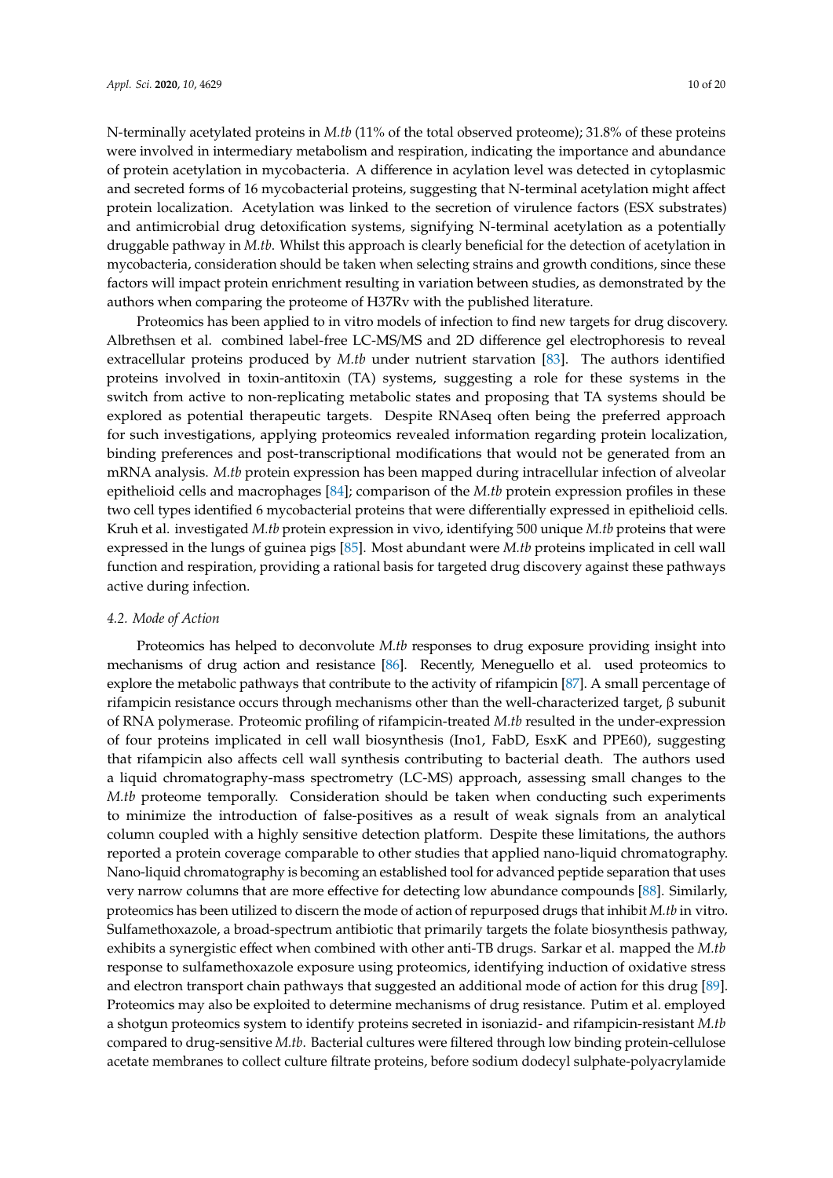N-terminally acetylated proteins in *M.tb* (11% of the total observed proteome); 31.8% of these proteins were involved in intermediary metabolism and respiration, indicating the importance and abundance of protein acetylation in mycobacteria. A difference in acylation level was detected in cytoplasmic and secreted forms of 16 mycobacterial proteins, suggesting that N-terminal acetylation might affect protein localization. Acetylation was linked to the secretion of virulence factors (ESX substrates) and antimicrobial drug detoxification systems, signifying N-terminal acetylation as a potentially druggable pathway in *M.tb*. Whilst this approach is clearly beneficial for the detection of acetylation in mycobacteria, consideration should be taken when selecting strains and growth conditions, since these factors will impact protein enrichment resulting in variation between studies, as demonstrated by the authors when comparing the proteome of H37Rv with the published literature.

Proteomics has been applied to in vitro models of infection to find new targets for drug discovery. Albrethsen et al. combined label-free LC-MS/MS and 2D difference gel electrophoresis to reveal extracellular proteins produced by *M.tb* under nutrient starvation [83]. The authors identified proteins involved in toxin-antitoxin (TA) systems, suggesting a role for these systems in the switch from active to non-replicating metabolic states and proposing that TA systems should be explored as potential therapeutic targets. Despite RNAseq often being the preferred approach for such investigations, applying proteomics revealed information regarding protein localization, binding preferences and post-transcriptional modifications that would not be generated from an mRNA analysis. *M.tb* protein expression has been mapped during intracellular infection of alveolar epithelioid cells and macrophages [84]; comparison of the *M.tb* protein expression profiles in these two cell types identified 6 mycobacterial proteins that were differentially expressed in epithelioid cells. Kruh et al. investigated *M.tb* protein expression in vivo, identifying 500 unique *M.tb* proteins that were expressed in the lungs of guinea pigs [85]. Most abundant were *M.tb* proteins implicated in cell wall function and respiration, providing a rational basis for targeted drug discovery against these pathways active during infection.

### 4.2. Mode of Action

Proteomics has helped to deconvolute *M.tb* responses to drug exposure providing insight into mechanisms of drug action and resistance [86]. Recently, Meneguello et al. used proteomics to explore the metabolic pathways that contribute to the activity of rifampicin [87]. A small percentage of rifampicin resistance occurs through mechanisms other than the well-characterized target, β subunit of RNA polymerase. Proteomic profiling of rifampicin-treated *M.tb* resulted in the under-expression of four proteins implicated in cell wall biosynthesis (Ino1, FabD, EsxK and PPE60), suggesting that rifampicin also affects cell wall synthesis contributing to bacterial death. The authors used a liquid chromatography-mass spectrometry (LC-MS) approach, assessing small changes to the *M.tb* proteome temporally. Consideration should be taken when conducting such experiments to minimize the introduction of false-positives as a result of weak signals from an analytical column coupled with a highly sensitive detection platform. Despite these limitations, the authors reported a protein coverage comparable to other studies that applied nano-liquid chromatography. Nano-liquid chromatography is becoming an established tool for advanced peptide separation that uses very narrow columns that are more effective for detecting low abundance compounds [88]. Similarly, proteomics has been utilized to discern the mode of action of repurposed drugs that inhibit *M.tb* in vitro. Sulfamethoxazole, a broad-spectrum antibiotic that primarily targets the folate biosynthesis pathway, exhibits a synergistic effect when combined with other anti-TB drugs. Sarkar et al. mapped the *M.tb* response to sulfamethoxazole exposure using proteomics, identifying induction of oxidative stress and electron transport chain pathways that suggested an additional mode of action for this drug [89]. Proteomics may also be exploited to determine mechanisms of drug resistance. Putim et al. employed a shotgun proteomics system to identify proteins secreted in isoniazid- and rifampicin-resistant *M.tb* compared to drug-sensitive *M.tb*. Bacterial cultures were filtered through low binding protein-cellulose acetate membranes to collect culture filtrate proteins, before sodium dodecyl sulphate-polyacrylamide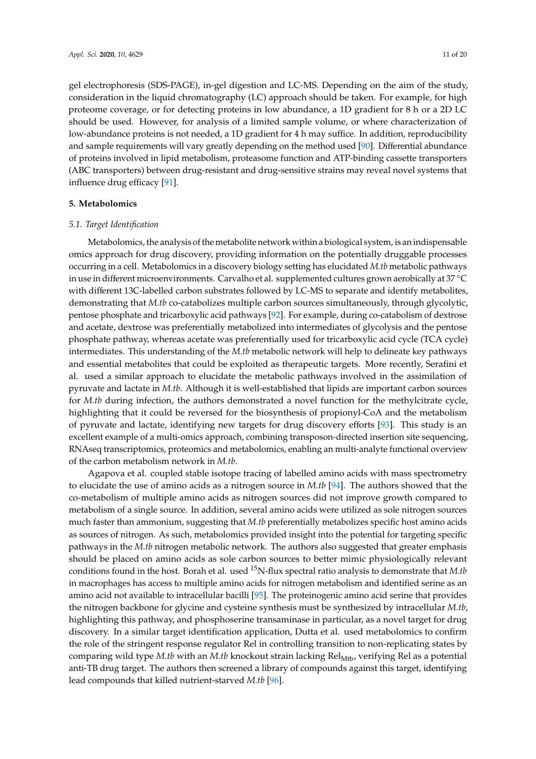gel electrophoresis (SDS-PAGE), in-gel digestion and LC-MS. Depending on the aim of the study, consideration in the liquid chromatography (LC) approach should be taken. For example, for high proteome coverage, or for detecting proteins in low abundance, a 1D gradient for 8 h or a 2D LC should be used. However, for analysis of a limited sample volume, or where characterization of low-abundance proteins is not needed, a 1D gradient for 4 h may suffice. In addition, reproducibility and sample requirements will vary greatly depending on the method used [90]. Differential abundance of proteins involved in lipid metabolism, proteasome function and ATP-binding cassette transporters (ABC transporters) between drug-resistant and drug-sensitive strains may reveal novel systems that influence drug efficacy [91].

## 5. Metabolomics

### 5.1. Target Identification

Metabolomics, the analysis of the metabolite network within a biological system, is an indispensable omics approach for drug discovery, providing information on the potentially druggable processes occurring in a cell. Metabolomics in a discovery biology setting has elucidated *M.tb* metabolic pathways in use in different microenvironments. Carvalho et al. supplemented cultures grown aerobically at 37 °C with different 13C-labelled carbon substrates followed by LC-MS to separate and identify metabolites, demonstrating that *M.tb* co-catabolizes multiple carbon sources simultaneously, through glycolytic, pentose phosphate and tricarboxylic acid pathways [92]. For example, during co-catabolism of dextrose and acetate, dextrose was preferentially metabolized into intermediates of glycolysis and the pentose phosphate pathway, whereas acetate was preferentially used for tricarboxylic acid cycle (TCA cycle) intermediates. This understanding of the *M.tb* metabolic network will help to delineate key pathways and essential metabolites that could be exploited as therapeutic targets. More recently, Serafini et al. used a similar approach to elucidate the metabolic pathways involved in the assimilation of pyruvate and lactate in *M.tb*. Although it is well-established that lipids are important carbon sources for *M.tb* during infection, the authors demonstrated a novel function for the methylcitrate cycle, highlighting that it could be reversed for the biosynthesis of propionyl-CoA and the metabolism of pyruvate and lactate, identifying new targets for drug discovery efforts [93]. This study is an excellent example of a multi-omics approach, combining transposon-directed insertion site sequencing, RNAseq transcriptomics, proteomics and metabolomics, enabling an multi-analyte functional overview of the carbon metabolism network in *M.tb*.

Agapova et al. coupled stable isotope tracing of labelled amino acids with mass spectrometry to elucidate the use of amino acids as a nitrogen source in *M.tb* [94]. The authors showed that the co-metabolism of multiple amino acids as nitrogen sources did not improve growth compared to metabolism of a single source. In addition, several amino acids were utilized as sole nitrogen sources much faster than ammonium, suggesting that *M.tb* preferentially metabolizes specific host amino acids as sources of nitrogen. As such, metabolomics provided insight into the potential for targeting specific pathways in the *M.tb* nitrogen metabolic network. The authors also suggested that greater emphasis should be placed on amino acids as sole carbon sources to better mimic physiologically relevant conditions found in the host. Borah et al. used $^{15}$N-flux spectral ratio analysis to demonstrate that *M.tb* in macrophages has access to multiple amino acids for nitrogen metabolism and identified serine as an amino acid not available to intracellular bacilli [95]. The proteinogenic amino acid serine that provides the nitrogen backbone for glycine and cysteine synthesis must be synthesized by intracellular *M.tb*, highlighting this pathway, and phosphoserine transaminase in particular, as a novel target for drug discovery. In a similar target identification application, Dutta et al. used metabolomics to confirm the role of the stringent response regulator Rel in controlling transition to non-replicating states by comparing wild type *M.tb* with an *M.tb* knockout strain lacking $\text{Rel}_{\text{Mtb}}$, verifying Rel as a potential anti-TB drug target. The authors then screened a library of compounds against this target, identifying lead compounds that killed nutrient-starved *M.tb* [96].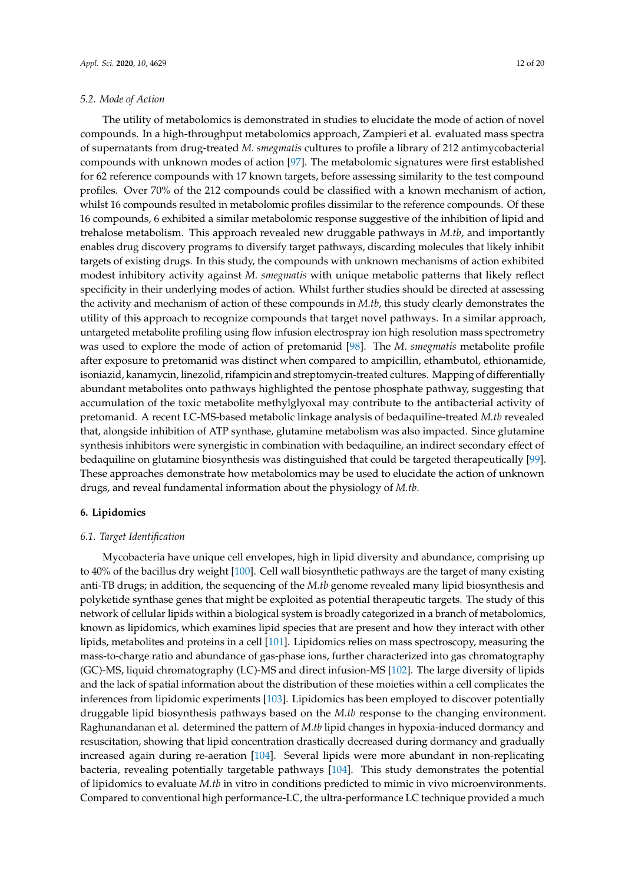### 5.2. Mode of Action

The utility of metabolomics is demonstrated in studies to elucidate the mode of action of novel compounds. In a high-throughput metabolomics approach, Zampieri et al. evaluated mass spectra of supernatants from drug-treated *M. smegmatis* cultures to profile a library of 212 antimycobacterial compounds with unknown modes of action [97]. The metabolomic signatures were first established for 62 reference compounds with 17 known targets, before assessing similarity to the test compound profiles. Over 70% of the 212 compounds could be classified with a known mechanism of action, whilst 16 compounds resulted in metabolomic profiles dissimilar to the reference compounds. Of these 16 compounds, 6 exhibited a similar metabolomic response suggestive of the inhibition of lipid and trehalose metabolism. This approach revealed new druggable pathways in *M.tb*, and importantly enables drug discovery programs to diversify target pathways, discarding molecules that likely inhibit targets of existing drugs. In this study, the compounds with unknown mechanisms of action exhibited modest inhibitory activity against *M. smegmatis* with unique metabolic patterns that likely reflect specificity in their underlying modes of action. Whilst further studies should be directed at assessing the activity and mechanism of action of these compounds in *M.tb*, this study clearly demonstrates the utility of this approach to recognize compounds that target novel pathways. In a similar approach, untargeted metabolite profiling using flow infusion electrospray ion high resolution mass spectrometry was used to explore the mode of action of pretomanid [98]. The *M. smegmatis* metabolite profile after exposure to pretomanid was distinct when compared to ampicillin, ethambutol, ethionamide, isoniazid, kanamycin, linezolid, rifampicin and streptomycin-treated cultures. Mapping of differentially abundant metabolites onto pathways highlighted the pentose phosphate pathway, suggesting that accumulation of the toxic metabolite methylglyoxal may contribute to the antibacterial activity of pretomanid. A recent LC-MS-based metabolic linkage analysis of bedaquiline-treated *M.tb* revealed that, alongside inhibition of ATP synthase, glutamine metabolism was also impacted. Since glutamine synthesis inhibitors were synergistic in combination with bedaquiline, an indirect secondary effect of bedaquiline on glutamine biosynthesis was distinguished that could be targeted therapeutically [99]. These approaches demonstrate how metabolomics may be used to elucidate the action of unknown drugs, and reveal fundamental information about the physiology of *M.tb*.

## 6. Lipidomics

### 6.1. Target Identification

Mycobacteria have unique cell envelopes, high in lipid diversity and abundance, comprising up to 40% of the bacillus dry weight [100]. Cell wall biosynthetic pathways are the target of many existing anti-TB drugs; in addition, the sequencing of the *M.tb* genome revealed many lipid biosynthesis and polyketide synthase genes that might be exploited as potential therapeutic targets. The study of this network of cellular lipids within a biological system is broadly categorized in a branch of metabolomics, known as lipidomics, which examines lipid species that are present and how they interact with other lipids, metabolites and proteins in a cell [101]. Lipidomics relies on mass spectroscopy, measuring the mass-to-charge ratio and abundance of gas-phase ions, further characterized into gas chromatography (GC)-MS, liquid chromatography (LC)-MS and direct infusion-MS [102]. The large diversity of lipids and the lack of spatial information about the distribution of these moieties within a cell complicates the inferences from lipidomic experiments [103]. Lipidomics has been employed to discover potentially druggable lipid biosynthesis pathways based on the *M.tb* response to the changing environment. Raghunandanan et al. determined the pattern of *M.tb* lipid changes in hypoxia-induced dormancy and resuscitation, showing that lipid concentration drastically decreased during dormancy and gradually increased again during re-aeration [104]. Several lipids were more abundant in non-replicating bacteria, revealing potentially targetable pathways [104]. This study demonstrates the potential of lipidomics to evaluate *M.tb* in vitro in conditions predicted to mimic in vivo microenvironments. Compared to conventional high performance-LC, the ultra-performance LC technique provided a much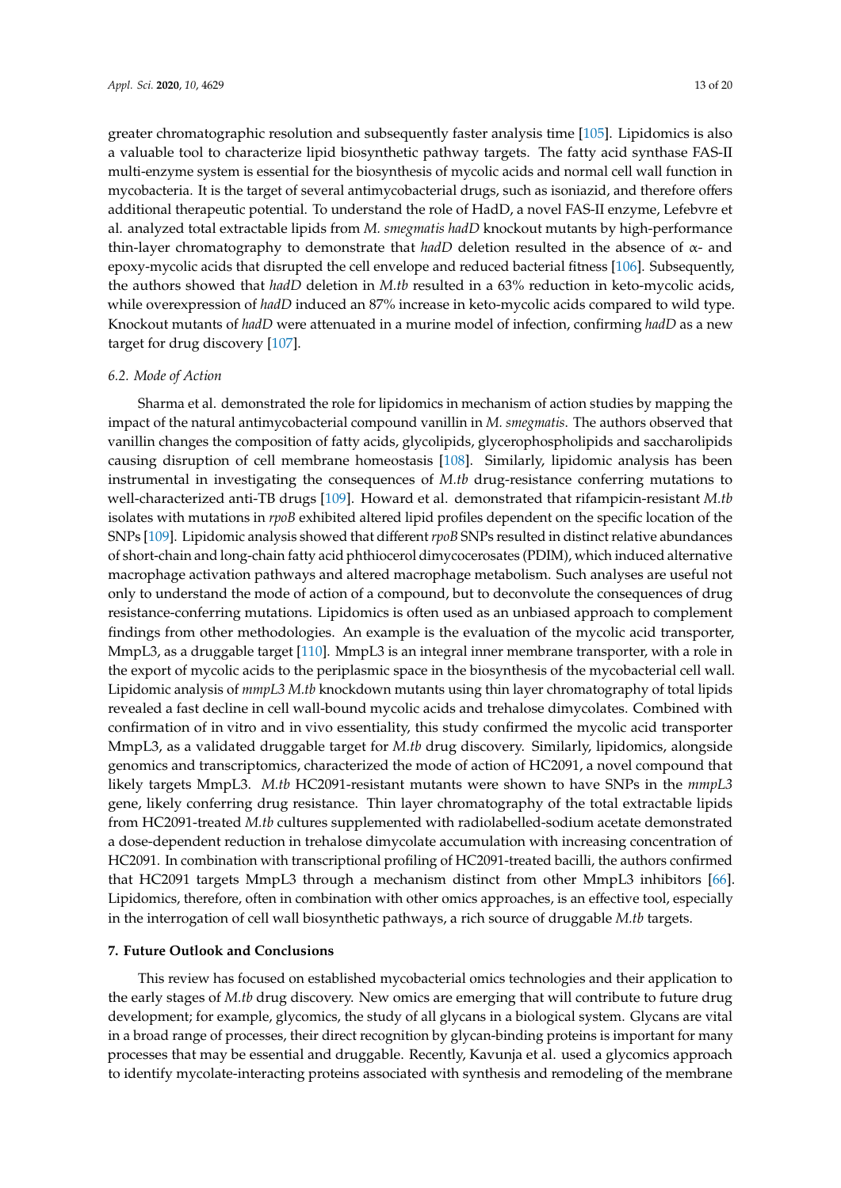greater chromatographic resolution and subsequently faster analysis time [105]. Lipidomics is also a valuable tool to characterize lipid biosynthetic pathway targets. The fatty acid synthase FAS-II multi-enzyme system is essential for the biosynthesis of mycolic acids and normal cell wall function in mycobacteria. It is the target of several antimycobacterial drugs, such as isoniazid, and therefore offers additional therapeutic potential. To understand the role of HadD, a novel FAS-II enzyme, Lefebvre et al. analyzed total extractable lipids from *M. smegmatis hadD* knockout mutants by high-performance thin-layer chromatography to demonstrate that *hadD* deletion resulted in the absence of α- and epoxy-mycolic acids that disrupted the cell envelope and reduced bacterial fitness [106]. Subsequently, the authors showed that *hadD* deletion in *M.tb* resulted in a 63% reduction in keto-mycolic acids, while overexpression of *hadD* induced an 87% increase in keto-mycolic acids compared to wild type. Knockout mutants of *hadD* were attenuated in a murine model of infection, confirming *hadD* as a new target for drug discovery [107].

### 6.2. Mode of Action

Sharma et al. demonstrated the role for lipidomics in mechanism of action studies by mapping the impact of the natural antimycobacterial compound vanillin in *M. smegmatis*. The authors observed that vanillin changes the composition of fatty acids, glycolipids, glycerophospholipids and saccharolipids causing disruption of cell membrane homeostasis [108]. Similarly, lipidomic analysis has been instrumental in investigating the consequences of *M.tb* drug-resistance conferring mutations to well-characterized anti-TB drugs [109]. Howard et al. demonstrated that rifampicin-resistant *M.tb* isolates with mutations in *rpoB* exhibited altered lipid profiles dependent on the specific location of the SNPs [109]. Lipidomic analysis showed that different *rpoB* SNPs resulted in distinct relative abundances of short-chain and long-chain fatty acid phthiocerol dimycocerosates (PDIM), which induced alternative macrophage activation pathways and altered macrophage metabolism. Such analyses are useful not only to understand the mode of action of a compound, but to deconvolute the consequences of drug resistance-conferring mutations. Lipidomics is often used as an unbiased approach to complement findings from other methodologies. An example is the evaluation of the mycolic acid transporter, MmpL3, as a druggable target [110]. MmpL3 is an integral inner membrane transporter, with a role in the export of mycolic acids to the periplasmic space in the biosynthesis of the mycobacterial cell wall. Lipidomic analysis of *mmpL3 M.tb* knockdown mutants using thin layer chromatography of total lipids revealed a fast decline in cell wall-bound mycolic acids and trehalose dimycolates. Combined with confirmation of in vitro and in vivo essentiality, this study confirmed the mycolic acid transporter MmpL3, as a validated druggable target for *M.tb* drug discovery. Similarly, lipidomics, alongside genomics and transcriptomics, characterized the mode of action of HC2091, a novel compound that likely targets MmpL3. *M.tb* HC2091-resistant mutants were shown to have SNPs in the *mmpL3* gene, likely conferring drug resistance. Thin layer chromatography of the total extractable lipids from HC2091-treated *M.tb* cultures supplemented with radiolabelled-sodium acetate demonstrated a dose-dependent reduction in trehalose dimycolate accumulation with increasing concentration of HC2091. In combination with transcriptional profiling of HC2091-treated bacilli, the authors confirmed that HC2091 targets MmpL3 through a mechanism distinct from other MmpL3 inhibitors [66]. Lipidomics, therefore, often in combination with other omics approaches, is an effective tool, especially in the interrogation of cell wall biosynthetic pathways, a rich source of druggable *M.tb* targets.

## 7. Future Outlook and Conclusions

This review has focused on established mycobacterial omics technologies and their application to the early stages of *M.tb* drug discovery. New omics are emerging that will contribute to future drug development; for example, glycomics, the study of all glycans in a biological system. Glycans are vital in a broad range of processes, their direct recognition by glycan-binding proteins is important for many processes that may be essential and druggable. Recently, Kavunja et al. used a glycomics approach to identify mycolate-interacting proteins associated with synthesis and remodeling of the membrane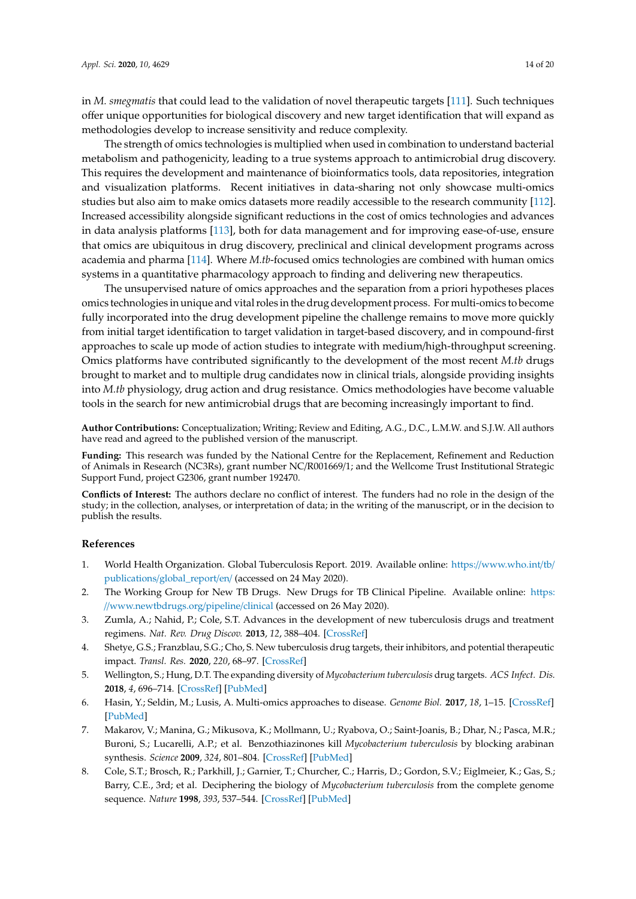in *M. smegmatis* that could lead to the validation of novel therapeutic targets [111]. Such techniques offer unique opportunities for biological discovery and new target identification that will expand as methodologies develop to increase sensitivity and reduce complexity.

The strength of omics technologies is multiplied when used in combination to understand bacterial metabolism and pathogenicity, leading to a true systems approach to antimicrobial drug discovery. This requires the development and maintenance of bioinformatics tools, data repositories, integration and visualization platforms. Recent initiatives in data-sharing not only showcase multi-omics studies but also aim to make omics datasets more readily accessible to the research community [112]. Increased accessibility alongside significant reductions in the cost of omics technologies and advances in data analysis platforms [113], both for data management and for improving ease-of-use, ensure that omics are ubiquitous in drug discovery, preclinical and clinical development programs across academia and pharma [114]. Where *M.tb*-focused omics technologies are combined with human omics systems in a quantitative pharmacology approach to finding and delivering new therapeutics.

The unsupervised nature of omics approaches and the separation from a priori hypotheses places omics technologies in unique and vital roles in the drug development process. For multi-omics to become fully incorporated into the drug development pipeline the challenge remains to move more quickly from initial target identification to target validation in target-based discovery, and in compound-first approaches to scale up mode of action studies to integrate with medium/high-throughput screening. Omics platforms have contributed significantly to the development of the most recent *M.tb* drugs brought to market and to multiple drug candidates now in clinical trials, alongside providing insights into *M.tb* physiology, drug action and drug resistance. Omics methodologies have become valuable tools in the search for new antimicrobial drugs that are becoming increasingly important to find.

**Author Contributions:** Conceptualization; Writing; Review and Editing, A.G., D.C., L.M.W. and S.J.W. All authors have read and agreed to the published version of the manuscript.

**Funding:** This research was funded by the National Centre for the Replacement, Refinement and Reduction of Animals in Research (NC3Rs), grant number NC/R001669/1; and the Wellcome Trust Institutional Strategic Support Fund, project G2306, grant number 192470.

**Conflicts of Interest:** The authors declare no conflict of interest. The funders had no role in the design of the study; in the collection, analyses, or interpretation of data; in the writing of the manuscript, or in the decision to publish the results.

## References

1. World Health Organization. Global Tuberculosis Report. 2019. Available online: https://www.who.int/tb/publications/global_report/en/ (accessed on 24 May 2020).
2. The Working Group for New TB Drugs. New Drugs for TB Clinical Pipeline. Available online: https://www.newtbdrugs.org/pipeline/clinical (accessed on 26 May 2020).
3. Zumla, A.; Nahid, P.; Cole, S.T. Advances in the development of new tuberculosis drugs and treatment regimens. *Nat. Rev. Drug Discov.* **2013**, *12*, 388–404. [CrossRef]
4. Shetye, G.S.; Franzblau, S.G.; Cho, S. New tuberculosis drug targets, their inhibitors, and potential therapeutic impact. *Transl. Res.* **2020**, *220*, 68–97. [CrossRef]
5. Wellington, S.; Hung, D.T. The expanding diversity of *Mycobacterium tuberculosis* drug targets. *ACS Infect. Dis.* **2018**, *4*, 696–714. [CrossRef] [PubMed]
6. Hasin, Y.; Seldin, M.; Lusis, A. Multi-omics approaches to disease. *Genome Biol.* **2017**, *18*, 1–15. [CrossRef] [PubMed]
7. Makarov, V.; Manina, G.; Mikusova, K.; Mollmann, U.; Ryabova, O.; Saint-Joanis, B.; Dhar, N.; Pasca, M.R.; Buroni, S.; Lucarelli, A.P.; et al. Benzothiazinones kill *Mycobacterium tuberculosis* by blocking arabinan synthesis. *Science* **2009**, *324*, 801–804. [CrossRef] [PubMed]
8. Cole, S.T.; Brosch, R.; Parkhill, J.; Garnier, T.; Churcher, C.; Harris, D.; Gordon, S.V.; Eiglmeier, K.; Gas, S.; Barry, C.E., 3rd; et al. Deciphering the biology of *Mycobacterium tuberculosis* from the complete genome sequence. *Nature* **1998**, *393*, 537–544. [CrossRef] [PubMed]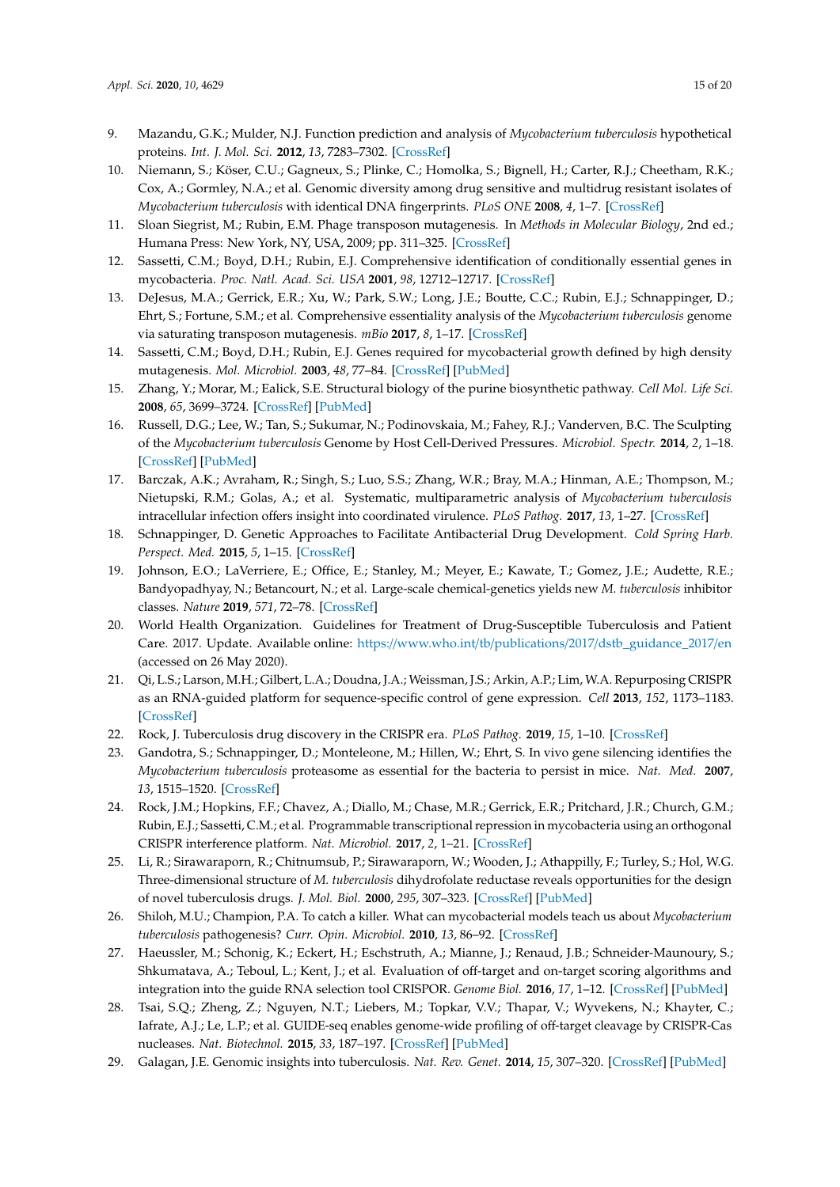9. Mazandu, G.K.; Mulder, N.J. Function prediction and analysis of *Mycobacterium tuberculosis* hypothetical proteins. *Int. J. Mol. Sci.* **2012**, *13*, 7283–7302. [CrossRef]
10. Niemann, S.; Köser, C.U.; Gagneux, S.; Plinke, C.; Homolka, S.; Bignell, H.; Carter, R.J.; Cheetham, R.K.; Cox, A.; Gormley, N.A.; et al. Genomic diversity among drug sensitive and multidrug resistant isolates of *Mycobacterium tuberculosis* with identical DNA fingerprints. *PLoS ONE* **2008**, *4*, 1–7. [CrossRef]
11. Sloan Siegrist, M.; Rubin, E.M. Phage transposon mutagenesis. In *Methods in Molecular Biology*, 2nd ed.; Humana Press: New York, NY, USA, 2009; pp. 311–325. [CrossRef]
12. Sassetti, C.M.; Boyd, D.H.; Rubin, E.J. Comprehensive identification of conditionally essential genes in mycobacteria. *Proc. Natl. Acad. Sci. USA* **2001**, *98*, 12712–12717. [CrossRef]
13. DeJesus, M.A.; Gerrick, E.R.; Xu, W.; Park, S.W.; Long, J.E.; Boutte, C.C.; Rubin, E.J.; Schnappinger, D.; Ehrt, S.; Fortune, S.M.; et al. Comprehensive essentiality analysis of the *Mycobacterium tuberculosis* genome via saturating transposon mutagenesis. *mBio* **2017**, *8*, 1–17. [CrossRef]
14. Sassetti, C.M.; Boyd, D.H.; Rubin, E.J. Genes required for mycobacterial growth defined by high density mutagenesis. *Mol. Microbiol.* **2003**, *48*, 77–84. [CrossRef] [PubMed]
15. Zhang, Y.; Morar, M.; Ealick, S.E. Structural biology of the purine biosynthetic pathway. *Cell Mol. Life Sci.* **2008**, *65*, 3699–3724. [CrossRef] [PubMed]
16. Russell, D.G.; Lee, W.; Tan, S.; Sukumar, N.; Podinovskaia, M.; Fahey, R.J.; Vanderven, B.C. The Sculpting of the *Mycobacterium tuberculosis* Genome by Host Cell-Derived Pressures. *Microbiol. Spectr.* **2014**, *2*, 1–18. [CrossRef] [PubMed]
17. Barczak, A.K.; Avraham, R.; Singh, S.; Luo, S.S.; Zhang, W.R.; Bray, M.A.; Hinman, A.E.; Thompson, M.; Nietupski, R.M.; Golas, A.; et al. Systematic, multiparametric analysis of *Mycobacterium tuberculosis* intracellular infection offers insight into coordinated virulence. *PLoS Pathog.* **2017**, *13*, 1–27. [CrossRef]
18. Schnappinger, D. Genetic Approaches to Facilitate Antibacterial Drug Development. *Cold Spring Harb. Perspect. Med.* **2015**, *5*, 1–15. [CrossRef]
19. Johnson, E.O.; LaVerriere, E.; Office, E.; Stanley, M.; Meyer, E.; Kawate, T.; Gomez, J.E.; Audette, R.E.; Bandyopadhyay, N.; Betancourt, N.; et al. Large-scale chemical-genetics yields new *M. tuberculosis* inhibitor classes. *Nature* **2019**, *571*, 72–78. [CrossRef]
20. World Health Organization. Guidelines for Treatment of Drug-Susceptible Tuberculosis and Patient Care. 2017. Update. Available online: https://www.who.int/tb/publications/2017/dstb_guidance_2017/en (accessed on 26 May 2020).
21. Qi, L.S.; Larson, M.H.; Gilbert, L.A.; Doudna, J.A.; Weissman, J.S.; Arkin, A.P.; Lim, W.A. Repurposing CRISPR as an RNA-guided platform for sequence-specific control of gene expression. *Cell* **2013**, *152*, 1173–1183. [CrossRef]
22. Rock, J. Tuberculosis drug discovery in the CRISPR era. *PLoS Pathog.* **2019**, *15*, 1–10. [CrossRef]
23. Gandotra, S.; Schnappinger, D.; Monteleone, M.; Hillen, W.; Ehrt, S. In vivo gene silencing identifies the *Mycobacterium tuberculosis* proteasome as essential for the bacteria to persist in mice. *Nat. Med.* **2007**, *13*, 1515–1520. [CrossRef]
24. Rock, J.M.; Hopkins, F.F.; Chavez, A.; Diallo, M.; Chase, M.R.; Gerrick, E.R.; Pritchard, J.R.; Church, G.M.; Rubin, E.J.; Sassetti, C.M.; et al. Programmable transcriptional repression in mycobacteria using an orthogonal CRISPR interference platform. *Nat. Microbiol.* **2017**, *2*, 1–21. [CrossRef]
25. Li, R.; Sirawaraporn, R.; Chitnumsub, P.; Sirawaraporn, W.; Wooden, J.; Athappilly, F.; Turley, S.; Hol, W.G. Three-dimensional structure of *M. tuberculosis* dihydrofolate reductase reveals opportunities for the design of novel tuberculosis drugs. *J. Mol. Biol.* **2000**, *295*, 307–323. [CrossRef] [PubMed]
26. Shiloh, M.U.; Champion, P.A. To catch a killer. What can mycobacterial models teach us about *Mycobacterium tuberculosis* pathogenesis? *Curr. Opin. Microbiol.* **2010**, *13*, 86–92. [CrossRef]
27. Haeussler, M.; Schonig, K.; Eckert, H.; Eschstruth, A.; Mianne, J.; Renaud, J.B.; Schneider-Maunoury, S.; Shkumatava, A.; Teboul, L.; Kent, J.; et al. Evaluation of off-target and on-target scoring algorithms and integration into the guide RNA selection tool CRISPOR. *Genome Biol.* **2016**, *17*, 1–12. [CrossRef] [PubMed]
28. Tsai, S.Q.; Zheng, Z.; Nguyen, N.T.; Liebers, M.; Topkar, V.V.; Thapar, V.; Wyvekens, N.; Khayter, C.; Iafrate, A.J.; Le, L.P.; et al. GUIDE-seq enables genome-wide profiling of off-target cleavage by CRISPR-Cas nucleases. *Nat. Biotechnol.* **2015**, *33*, 187–197. [CrossRef] [PubMed]
29. Galagan, J.E. Genomic insights into tuberculosis. *Nat. Rev. Genet.* **2014**, *15*, 307–320. [CrossRef] [PubMed]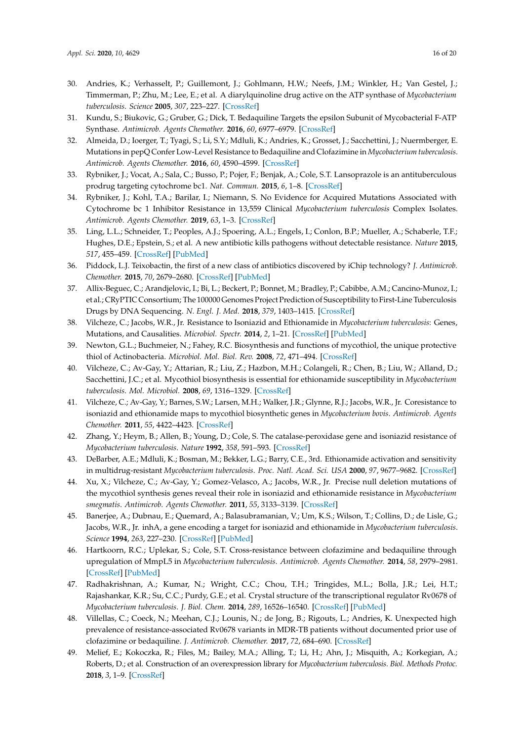30. Andries, K.; Verhasselt, P.; Guillemont, J.; Gohlmann, H.W.; Neefs, J.M.; Winkler, H.; Van Gestel, J.; Timmerman, P.; Zhu, M.; Lee, E.; et al. A diarylquinoline drug active on the ATP synthase of *Mycobacterium tuberculosis*. *Science* **2005**, *307*, 223–227. [CrossRef]
31. Kundu, S.; Biukovic, G.; Gruber, G.; Dick, T. Bedaquiline Targets the epsilon Subunit of Mycobacterial F-ATP Synthase. *Antimicrob. Agents Chemother.* **2016**, *60*, 6977–6979. [CrossRef]
32. Almeida, D.; Ioerger, T.; Tyagi, S.; Li, S.Y.; Mdluli, K.; Andries, K.; Grosset, J.; Sacchettini, J.; Nuermberger, E. Mutations in pepQ Confer Low-Level Resistance to Bedaquiline and Clofazimine in *Mycobacterium tuberculosis*. *Antimicrob. Agents Chemother.* **2016**, *60*, 4590–4599. [CrossRef]
33. Rybniker, J.; Vocat, A.; Sala, C.; Busso, P.; Pojer, F.; Benjak, A.; Cole, S.T. Lansoprazole is an antituberculous prodrug targeting cytochrome bc1. *Nat. Commun.* **2015**, *6*, 1–8. [CrossRef]
34. Rybniker, J.; Kohl, T.A.; Barilar, I.; Niemann, S. No Evidence for Acquired Mutations Associated with Cytochrome bc 1 Inhibitor Resistance in 13,559 Clinical *Mycobacterium tuberculosis* Complex Isolates. *Antimicrob. Agents Chemother.* **2019**, *63*, 1–3. [CrossRef]
35. Ling, L.L.; Schneider, T.; Peoples, A.J.; Spoering, A.L.; Engels, I.; Conlon, B.P.; Mueller, A.; Schaberle, T.F.; Hughes, D.E.; Epstein, S.; et al. A new antibiotic kills pathogens without detectable resistance. *Nature* **2015**, *517*, 455–459. [CrossRef] [PubMed]
36. Piddock, L.J. Teixobactin, the first of a new class of antibiotics discovered by iChip technology? *J. Antimicrob. Chemother.* **2015**, *70*, 2679–2680. [CrossRef] [PubMed]
37. Allix-Beguec, C.; Arandjelovic, I.; Bi, L.; Beckert, P.; Bonnet, M.; Bradley, P.; Cabibbe, A.M.; Cancino-Munoz, I.; et al.; CRyPTIC Consortium; The 100000 Genomes Project Prediction of Susceptibility to First-Line Tuberculosis Drugs by DNA Sequencing. *N. Engl. J. Med.* **2018**, *379*, 1403–1415. [CrossRef]
38. Vilcheze, C.; Jacobs, W.R., Jr. Resistance to Isoniazid and Ethionamide in *Mycobacterium tuberculosis*: Genes, Mutations, and Causalities. *Microbiol. Spectr.* **2014**, *2*, 1–21. [CrossRef] [PubMed]
39. Newton, G.L.; Buchmeier, N.; Fahey, R.C. Biosynthesis and functions of mycothiol, the unique protective thiol of Actinobacteria. *Microbiol. Mol. Biol. Rev.* **2008**, *72*, 471–494. [CrossRef]
40. Vilcheze, C.; Av-Gay, Y.; Attarian, R.; Liu, Z.; Hazbon, M.H.; Colangeli, R.; Chen, B.; Liu, W.; Alland, D.; Sacchettini, J.C.; et al. Mycothiol biosynthesis is essential for ethionamide susceptibility in *Mycobacterium tuberculosis*. *Mol. Microbiol.* **2008**, *69*, 1316–1329. [CrossRef]
41. Vilcheze, C.; Av-Gay, Y.; Barnes, S.W.; Larsen, M.H.; Walker, J.R.; Glynne, R.J.; Jacobs, W.R., Jr. Coresistance to isoniazid and ethionamide maps to mycothiol biosynthetic genes in *Mycobacterium bovis*. *Antimicrob. Agents Chemother.* **2011**, *55*, 4422–4423. [CrossRef]
42. Zhang, Y.; Heym, B.; Allen, B.; Young, D.; Cole, S. The catalase-peroxidase gene and isoniazid resistance of *Mycobacterium tuberculosis*. *Nature* **1992**, *358*, 591–593. [CrossRef]
43. DeBarber, A.E.; Mdluli, K.; Bosman, M.; Bekker, L.G.; Barry, C.E., 3rd. Ethionamide activation and sensitivity in multidrug-resistant *Mycobacterium tuberculosis*. *Proc. Natl. Acad. Sci. USA* **2000**, *97*, 9677–9682. [CrossRef]
44. Xu, X.; Vilcheze, C.; Av-Gay, Y.; Gomez-Velasco, A.; Jacobs, W.R., Jr. Precise null deletion mutations of the mycothiol synthesis genes reveal their role in isoniazid and ethionamide resistance in *Mycobacterium smegmatis*. *Antimicrob. Agents Chemother.* **2011**, *55*, 3133–3139. [CrossRef]
45. Banerjee, A.; Dubnau, E.; Quemard, A.; Balasubramanian, V.; Um, K.S.; Wilson, T.; Collins, D.; de Lisle, G.; Jacobs, W.R., Jr. inhA, a gene encoding a target for isoniazid and ethionamide in *Mycobacterium tuberculosis*. *Science* **1994**, *263*, 227–230. [CrossRef] [PubMed]
46. Hartkoorn, R.C.; Uplekar, S.; Cole, S.T. Cross-resistance between clofazimine and bedaquiline through upregulation of MmpL5 in *Mycobacterium tuberculosis*. *Antimicrob. Agents Chemother.* **2014**, *58*, 2979–2981. [CrossRef] [PubMed]
47. Radhakrishnan, A.; Kumar, N.; Wright, C.C.; Chou, T.H.; Tringides, M.L.; Bolla, J.R.; Lei, H.T.; Rajashankar, K.R.; Su, C.C.; Purdy, G.E.; et al. Crystal structure of the transcriptional regulator Rv0678 of *Mycobacterium tuberculosis*. *J. Biol. Chem.* **2014**, *289*, 16526–16540. [CrossRef] [PubMed]
48. Villellas, C.; Coeck, N.; Meehan, C.J.; Lounis, N.; de Jong, B.; Rigouts, L.; Andries, K. Unexpected high prevalence of resistance-associated Rv0678 variants in MDR-TB patients without documented prior use of clofazimine or bedaquiline. *J. Antimicrob. Chemother.* **2017**, *72*, 684–690. [CrossRef]
49. Melief, E.; Kokoczka, R.; Files, M.; Bailey, M.A.; Alling, T.; Li, H.; Ahn, J.; Misquith, A.; Korkegian, A.; Roberts, D.; et al. Construction of an overexpression library for *Mycobacterium tuberculosis*. *Biol. Methods Protoc.* **2018**, *3*, 1–9. [CrossRef]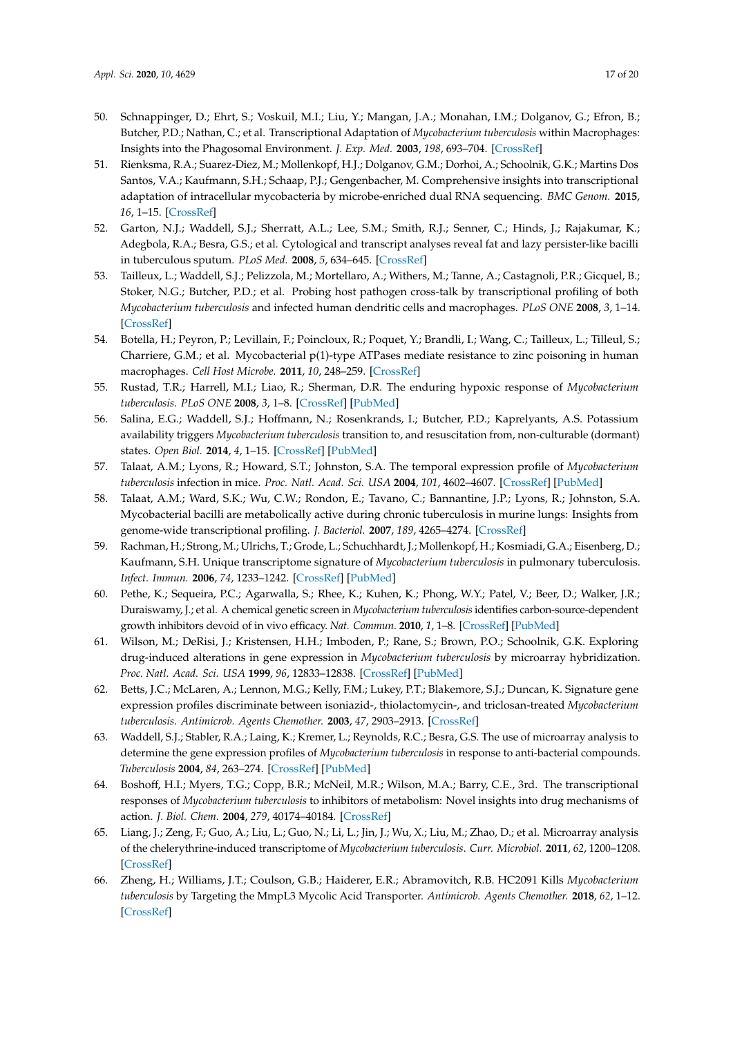50. Schnappinger, D.; Ehrt, S.; Voskuil, M.I.; Liu, Y.; Mangan, J.A.; Monahan, I.M.; Dolganov, G.; Efron, B.; Butcher, P.D.; Nathan, C.; et al. Transcriptional Adaptation of *Mycobacterium tuberculosis* within Macrophages: Insights into the Phagosomal Environment. *J. Exp. Med.* **2003**, *198*, 693–704. [CrossRef]
51. Rienksma, R.A.; Suarez-Diez, M.; Mollenkopf, H.J.; Dolganov, G.M.; Dorhoi, A.; Schoolnik, G.K.; Martins Dos Santos, V.A.; Kaufmann, S.H.; Schaap, P.J.; Gengenbacher, M. Comprehensive insights into transcriptional adaptation of intracellular mycobacteria by microbe-enriched dual RNA sequencing. *BMC Genom.* **2015**, *16*, 1–15. [CrossRef]
52. Garton, N.J.; Waddell, S.J.; Sherratt, A.L.; Lee, S.M.; Smith, R.J.; Senner, C.; Hinds, J.; Rajakumar, K.; Adegbola, R.A.; Besra, G.S.; et al. Cytological and transcript analyses reveal fat and lazy persister-like bacilli in tuberculous sputum. *PLoS Med.* **2008**, *5*, 634–645. [CrossRef]
53. Tailleux, L.; Waddell, S.J.; Pelizzola, M.; Mortellaro, A.; Withers, M.; Tanne, A.; Castagnoli, P.R.; Gicquel, B.; Stoker, N.G.; Butcher, P.D.; et al. Probing host pathogen cross-talk by transcriptional profiling of both *Mycobacterium tuberculosis* and infected human dendritic cells and macrophages. *PLoS ONE* **2008**, *3*, 1–14. [CrossRef]
54. Botella, H.; Peyron, P.; Levillain, F.; Poincloux, R.; Poquet, Y.; Brandli, I.; Wang, C.; Tailleux, L.; Tilleul, S.; Charriere, G.M.; et al. Mycobacterial p(1)-type ATPases mediate resistance to zinc poisoning in human macrophages. *Cell Host Microbe.* **2011**, *10*, 248–259. [CrossRef]
55. Rustad, T.R.; Harrell, M.I.; Liao, R.; Sherman, D.R. The enduring hypoxic response of *Mycobacterium tuberculosis*. *PLoS ONE* **2008**, *3*, 1–8. [CrossRef] [PubMed]
56. Salina, E.G.; Waddell, S.J.; Hoffmann, N.; Rosenkrands, I.; Butcher, P.D.; Kaprelyants, A.S. Potassium availability triggers *Mycobacterium tuberculosis* transition to, and resuscitation from, non-culturable (dormant) states. *Open Biol.* **2014**, *4*, 1–15. [CrossRef] [PubMed]
57. Talaat, A.M.; Lyons, R.; Howard, S.T.; Johnston, S.A. The temporal expression profile of *Mycobacterium tuberculosis* infection in mice. *Proc. Natl. Acad. Sci. USA* **2004**, *101*, 4602–4607. [CrossRef] [PubMed]
58. Talaat, A.M.; Ward, S.K.; Wu, C.W.; Rondon, E.; Tavano, C.; Bannantine, J.P.; Lyons, R.; Johnston, S.A. Mycobacterial bacilli are metabolically active during chronic tuberculosis in murine lungs: Insights from genome-wide transcriptional profiling. *J. Bacteriol.* **2007**, *189*, 4265–4274. [CrossRef]
59. Rachman, H.; Strong, M.; Ulrichs, T.; Grode, L.; Schuchhardt, J.; Mollenkopf, H.; Kosmiadi, G.A.; Eisenberg, D.; Kaufmann, S.H. Unique transcriptome signature of *Mycobacterium tuberculosis* in pulmonary tuberculosis. *Infect. Immun.* **2006**, *74*, 1233–1242. [CrossRef] [PubMed]
60. Pethe, K.; Sequeira, P.C.; Agarwalla, S.; Rhee, K.; Kuhen, K.; Phong, W.Y.; Patel, V.; Beer, D.; Walker, J.R.; Duraiswamy, J.; et al. A chemical genetic screen in *Mycobacterium tuberculosis* identifies carbon-source-dependent growth inhibitors devoid of in vivo efficacy. *Nat. Commun.* **2010**, *1*, 1–8. [CrossRef] [PubMed]
61. Wilson, M.; DeRisi, J.; Kristensen, H.H.; Imboden, P.; Rane, S.; Brown, P.O.; Schoolnik, G.K. Exploring drug-induced alterations in gene expression in *Mycobacterium tuberculosis* by microarray hybridization. *Proc. Natl. Acad. Sci. USA* **1999**, *96*, 12833–12838. [CrossRef] [PubMed]
62. Betts, J.C.; McLaren, A.; Lennon, M.G.; Kelly, F.M.; Lukey, P.T.; Blakemore, S.J.; Duncan, K. Signature gene expression profiles discriminate between isoniazid-, thiolactomycin-, and triclosan-treated *Mycobacterium tuberculosis*. *Antimicrob. Agents Chemother.* **2003**, *47*, 2903–2913. [CrossRef]
63. Waddell, S.J.; Stabler, R.A.; Laing, K.; Kremer, L.; Reynolds, R.C.; Besra, G.S. The use of microarray analysis to determine the gene expression profiles of *Mycobacterium tuberculosis* in response to anti-bacterial compounds. *Tuberculosis* **2004**, *84*, 263–274. [CrossRef] [PubMed]
64. Boshoff, H.I.; Myers, T.G.; Copp, B.R.; McNeil, M.R.; Wilson, M.A.; Barry, C.E., 3rd. The transcriptional responses of *Mycobacterium tuberculosis* to inhibitors of metabolism: Novel insights into drug mechanisms of action. *J. Biol. Chem.* **2004**, *279*, 40174–40184. [CrossRef]
65. Liang, J.; Zeng, F.; Guo, A.; Liu, L.; Guo, N.; Li, L.; Jin, J.; Wu, X.; Liu, M.; Zhao, D.; et al. Microarray analysis of the chelerythrine-induced transcriptome of *Mycobacterium tuberculosis*. *Curr. Microbiol.* **2011**, *62*, 1200–1208. [CrossRef]
66. Zheng, H.; Williams, J.T.; Coulson, G.B.; Haiderer, E.R.; Abramovitch, R.B. HC2091 Kills *Mycobacterium tuberculosis* by Targeting the MmpL3 Mycolic Acid Transporter. *Antimicrob. Agents Chemother.* **2018**, *62*, 1–12. [CrossRef]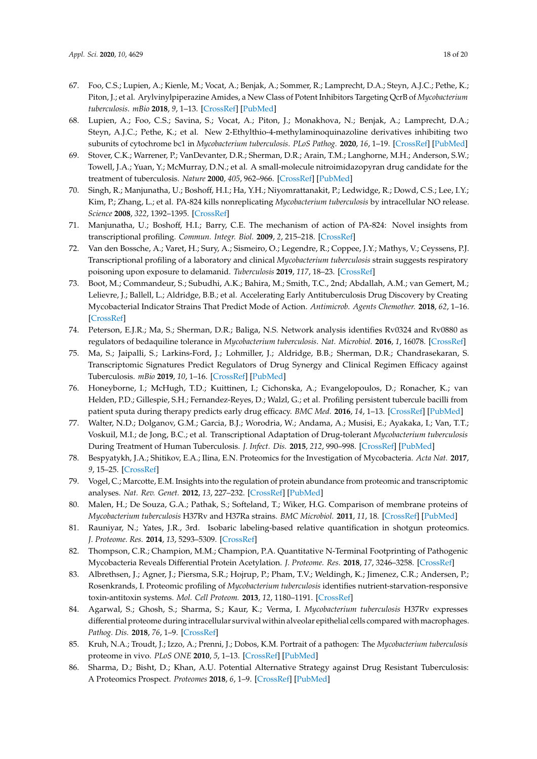67. Foo, C.S.; Lupien, A.; Kienle, M.; Vocat, A.; Benjak, A.; Sommer, R.; Lamprecht, D.A.; Steyn, A.J.C.; Pethe, K.; Piton, J.; et al. Arylvinylpiperazine Amides, a New Class of Potent Inhibitors Targeting QcrB of *Mycobacterium tuberculosis*. *mBio* **2018**, *9*, 1–13. [CrossRef] [PubMed]
68. Lupien, A.; Foo, C.S.; Savina, S.; Vocat, A.; Piton, J.; Monakhova, N.; Benjak, A.; Lamprecht, D.A.; Steyn, A.J.C.; Pethe, K.; et al. New 2-Ethylthio-4-methylaminoquinazoline derivatives inhibiting two subunits of cytochrome bc1 in *Mycobacterium tuberculosis*. *PLoS Pathog.* **2020**, *16*, 1–19. [CrossRef] [PubMed]
69. Stover, C.K.; Warrener, P.; VanDevanter, D.R.; Sherman, D.R.; Arain, T.M.; Langhorne, M.H.; Anderson, S.W.; Towell, J.A.; Yuan, Y.; McMurray, D.N.; et al. A small-molecule nitroimidazopyran drug candidate for the treatment of tuberculosis. *Nature* **2000**, *405*, 962–966. [CrossRef] [PubMed]
70. Singh, R.; Manjunatha, U.; Boshoff, H.I.; Ha, Y.H.; Niyomrattanakit, P.; Ledwidge, R.; Dowd, C.S.; Lee, I.Y.; Kim, P.; Zhang, L.; et al. PA-824 kills nonreplicating *Mycobacterium tuberculosis* by intracellular NO release. *Science* **2008**, *322*, 1392–1395. [CrossRef]
71. Manjunatha, U.; Boshoff, H.I.; Barry, C.E. The mechanism of action of PA-824: Novel insights from transcriptional profiling. *Commun. Integr. Biol.* **2009**, *2*, 215–218. [CrossRef]
72. Van den Bossche, A.; Varet, H.; Sury, A.; Sismeiro, O.; Legendre, R.; Coppee, J.Y.; Mathys, V.; Ceyssens, P.J. Transcriptional profiling of a laboratory and clinical *Mycobacterium tuberculosis* strain suggests respiratory poisoning upon exposure to delamanid. *Tuberculosis* **2019**, *117*, 18–23. [CrossRef]
73. Boot, M.; Commandeur, S.; Subudhi, A.K.; Bahira, M.; Smith, T.C., 2nd; Abdallah, A.M.; van Gemert, M.; Lelievre, J.; Ballell, L.; Aldridge, B.B.; et al. Accelerating Early Antituberculosis Drug Discovery by Creating Mycobacterial Indicator Strains That Predict Mode of Action. *Antimicrob. Agents Chemother.* **2018**, *62*, 1–16. [CrossRef]
74. Peterson, E.J.R.; Ma, S.; Sherman, D.R.; Baliga, N.S. Network analysis identifies Rv0324 and Rv0880 as regulators of bedaquiline tolerance in *Mycobacterium tuberculosis*. *Nat. Microbiol.* **2016**, *1*, 16078. [CrossRef]
75. Ma, S.; Jaipalli, S.; Larkins-Ford, J.; Lohmiller, J.; Aldridge, B.B.; Sherman, D.R.; Chandrasekaran, S. Transcriptomic Signatures Predict Regulators of Drug Synergy and Clinical Regimen Efficacy against Tuberculosis. *mBio* **2019**, *10*, 1–16. [CrossRef] [PubMed]
76. Honeyborne, I.; McHugh, T.D.; Kuittinen, I.; Cichonska, A.; Evangelopoulos, D.; Ronacher, K.; van Helden, P.D.; Gillespie, S.H.; Fernandez-Reyes, D.; Walzl, G.; et al. Profiling persistent tubercule bacilli from patient sputa during therapy predicts early drug efficacy. *BMC Med.* **2016**, *14*, 1–13. [CrossRef] [PubMed]
77. Walter, N.D.; Dolganov, G.M.; Garcia, B.J.; Worodria, W.; Andama, A.; Musisi, E.; Ayakaka, I.; Van, T.T.; Voskuil, M.I.; de Jong, B.C.; et al. Transcriptional Adaptation of Drug-tolerant *Mycobacterium tuberculosis* During Treatment of Human Tuberculosis. *J. Infect. Dis.* **2015**, *212*, 990–998. [CrossRef] [PubMed]
78. Bespyatykh, J.A.; Shitikov, E.A.; Ilina, E.N. Proteomics for the Investigation of Mycobacteria. *Acta Nat.* **2017**, *9*, 15–25. [CrossRef]
79. Vogel, C.; Marcotte, E.M. Insights into the regulation of protein abundance from proteomic and transcriptomic analyses. *Nat. Rev. Genet.* **2012**, *13*, 227–232. [CrossRef] [PubMed]
80. Malen, H.; De Souza, G.A.; Pathak, S.; Softeland, T.; Wiker, H.G. Comparison of membrane proteins of *Mycobacterium tuberculosis* H37Rv and H37Ra strains. *BMC Microbiol.* **2011**, *11*, 18. [CrossRef] [PubMed]
81. Rauniyar, N.; Yates, J.R., 3rd. Isobaric labeling-based relative quantification in shotgun proteomics. *J. Proteome. Res.* **2014**, *13*, 5293–5309. [CrossRef]
82. Thompson, C.R.; Champion, M.M.; Champion, P.A. Quantitative N-Terminal Footprinting of Pathogenic Mycobacteria Reveals Differential Protein Acetylation. *J. Proteome. Res.* **2018**, *17*, 3246–3258. [CrossRef]
83. Albrethsen, J.; Agner, J.; Piersma, S.R.; Hojrup, P.; Pham, T.V.; Weldingh, K.; Jimenez, C.R.; Andersen, P.; Rosenkrands, I. Proteomic profiling of *Mycobacterium tuberculosis* identifies nutrient-starvation-responsive toxin-antitoxin systems. *Mol. Cell Proteom.* **2013**, *12*, 1180–1191. [CrossRef]
84. Agarwal, S.; Ghosh, S.; Sharma, S.; Kaur, K.; Verma, I. *Mycobacterium tuberculosis* H37Rv expresses differential proteome during intracellular survival within alveolar epithelial cells compared with macrophages. *Pathog. Dis.* **2018**, *76*, 1–9. [CrossRef]
85. Kruh, N.A.; Troudt, J.; Izzo, A.; Prenni, J.; Dobos, K.M. Portrait of a pathogen: The *Mycobacterium tuberculosis* proteome in vivo. *PLoS ONE* **2010**, *5*, 1–13. [CrossRef] [PubMed]
86. Sharma, D.; Bisht, D.; Khan, A.U. Potential Alternative Strategy against Drug Resistant Tuberculosis: A Proteomics Prospect. *Proteomes* **2018**, *6*, 1–9. [CrossRef] [PubMed]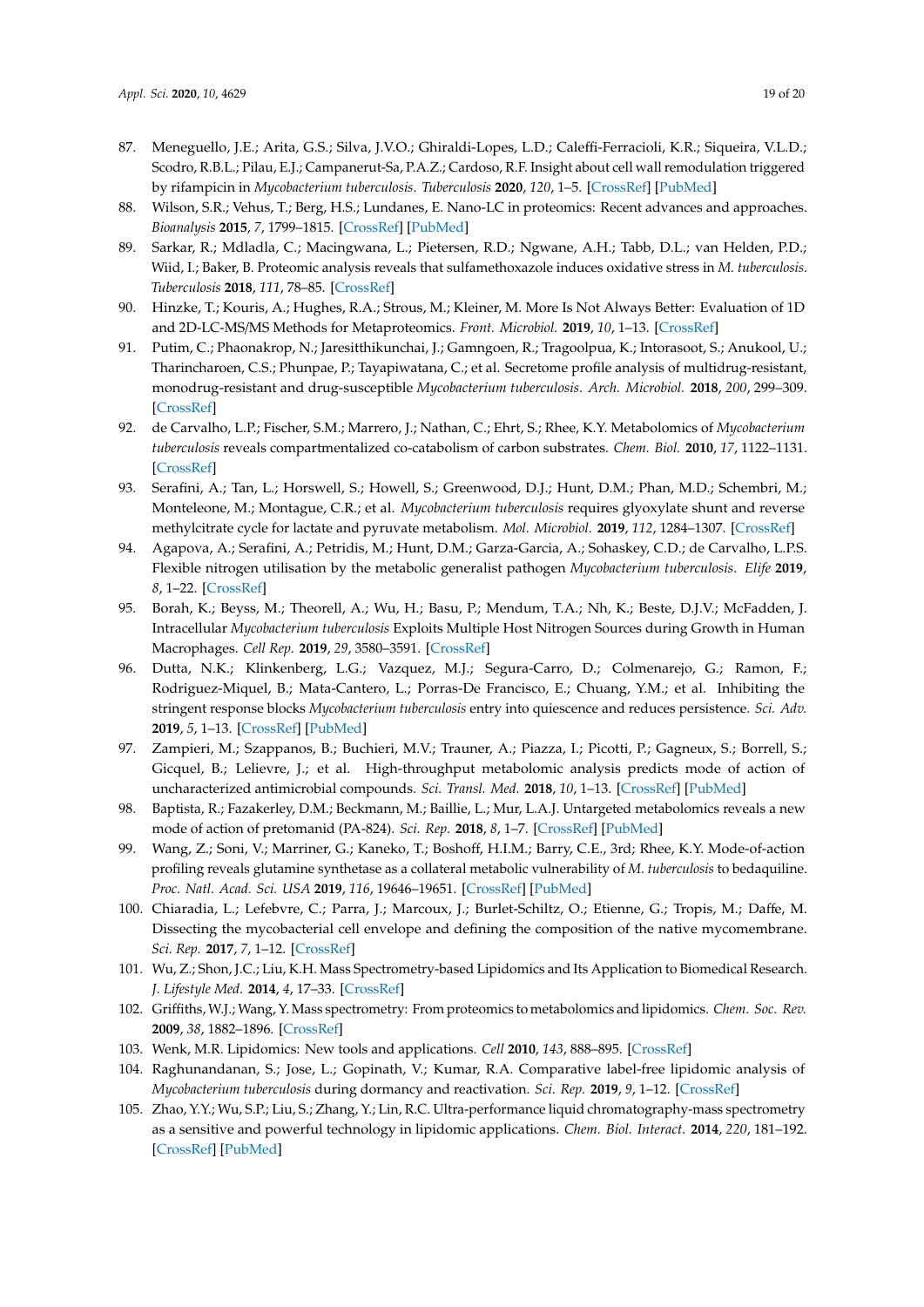87. Meneguello, J.E.; Arita, G.S.; Silva, J.V.O.; Ghiraldi-Lopes, L.D.; Caleffi-Ferracioli, K.R.; Siqueira, V.L.D.; Scodro, R.B.L.; Pilau, E.J.; Campanerut-Sa, P.A.Z.; Cardoso, R.F. Insight about cell wall remodulation triggered by rifampicin in *Mycobacterium tuberculosis*. *Tuberculosis* **2020**, *120*, 1–5. [CrossRef] [PubMed]
88. Wilson, S.R.; Vehus, T.; Berg, H.S.; Lundanes, E. Nano-LC in proteomics: Recent advances and approaches. *Bioanalysis* **2015**, *7*, 1799–1815. [CrossRef] [PubMed]
89. Sarkar, R.; Mdladla, C.; Macingwana, L.; Pietersen, R.D.; Ngwane, A.H.; Tabb, D.L.; van Helden, P.D.; Wiid, I.; Baker, B. Proteomic analysis reveals that sulfamethoxazole induces oxidative stress in *M. tuberculosis*. *Tuberculosis* **2018**, *111*, 78–85. [CrossRef]
90. Hinzke, T.; Kouris, A.; Hughes, R.A.; Strous, M.; Kleiner, M. More Is Not Always Better: Evaluation of 1D and 2D-LC-MS/MS Methods for Metaproteomics. *Front. Microbiol.* **2019**, *10*, 1–13. [CrossRef]
91. Putim, C.; Phaonakrop, N.; Jaresitthikunchai, J.; Gamngoen, R.; Tragoolpua, K.; Intorasoot, S.; Anukool, U.; Tharincharoen, C.S.; Phunpae, P.; Tayapiwatana, C.; et al. Secretome profile analysis of multidrug-resistant, monodrug-resistant and drug-susceptible *Mycobacterium tuberculosis*. *Arch. Microbiol.* **2018**, *200*, 299–309. [CrossRef]
92. de Carvalho, L.P.; Fischer, S.M.; Marrero, J.; Nathan, C.; Ehrt, S.; Rhee, K.Y. Metabolomics of *Mycobacterium tuberculosis* reveals compartmentalized co-catabolism of carbon substrates. *Chem. Biol.* **2010**, *17*, 1122–1131. [CrossRef]
93. Serafini, A.; Tan, L.; Horswell, S.; Howell, S.; Greenwood, D.J.; Hunt, D.M.; Phan, M.D.; Schembri, M.; Monteleone, M.; Montague, C.R.; et al. *Mycobacterium tuberculosis* requires glyoxylate shunt and reverse methylcitrate cycle for lactate and pyruvate metabolism. *Mol. Microbiol.* **2019**, *112*, 1284–1307. [CrossRef]
94. Agapova, A.; Serafini, A.; Petridis, M.; Hunt, D.M.; Garza-Garcia, A.; Sohaskey, C.D.; de Carvalho, L.P.S. Flexible nitrogen utilisation by the metabolic generalist pathogen *Mycobacterium tuberculosis*. *Elife* **2019**, *8*, 1–22. [CrossRef]
95. Borah, K.; Beyss, M.; Theorell, A.; Wu, H.; Basu, P.; Mendum, T.A.; Nh, K.; Beste, D.J.V.; McFadden, J. Intracellular *Mycobacterium tuberculosis* Exploits Multiple Host Nitrogen Sources during Growth in Human Macrophages. *Cell Rep.* **2019**, *29*, 3580–3591. [CrossRef]
96. Dutta, N.K.; Klinkenberg, L.G.; Vazquez, M.J.; Segura-Carro, D.; Colmenarejo, G.; Ramon, F.; Rodriguez-Miquel, B.; Mata-Cantero, L.; Porras-De Francisco, E.; Chuang, Y.M.; et al. Inhibiting the stringent response blocks *Mycobacterium tuberculosis* entry into quiescence and reduces persistence. *Sci. Adv.* **2019**, *5*, 1–13. [CrossRef] [PubMed]
97. Zampieri, M.; Szappanos, B.; Buchieri, M.V.; Trauner, A.; Piazza, I.; Picotti, P.; Gagneux, S.; Borrell, S.; Gicquel, B.; Lelievre, J.; et al. High-throughput metabolomic analysis predicts mode of action of uncharacterized antimicrobial compounds. *Sci. Transl. Med.* **2018**, *10*, 1–13. [CrossRef] [PubMed]
98. Baptista, R.; Fazakerley, D.M.; Beckmann, M.; Baillie, L.; Mur, L.A.J. Untargeted metabolomics reveals a new mode of action of pretomanid (PA-824). *Sci. Rep.* **2018**, *8*, 1–7. [CrossRef] [PubMed]
99. Wang, Z.; Soni, V.; Marriner, G.; Kaneko, T.; Boshoff, H.I.M.; Barry, C.E., 3rd; Rhee, K.Y. Mode-of-action profiling reveals glutamine synthetase as a collateral metabolic vulnerability of *M. tuberculosis* to bedaquiline. *Proc. Natl. Acad. Sci. USA* **2019**, *116*, 19646–19651. [CrossRef] [PubMed]
100. Chiaradia, L.; Lefebvre, C.; Parra, J.; Marcoux, J.; Burlet-Schiltz, O.; Etienne, G.; Tropis, M.; Daffe, M. Dissecting the mycobacterial cell envelope and defining the composition of the native mycomembrane. *Sci. Rep.* **2017**, *7*, 1–12. [CrossRef]
101. Wu, Z.; Shon, J.C.; Liu, K.H. Mass Spectrometry-based Lipidomics and Its Application to Biomedical Research. *J. Lifestyle Med.* **2014**, *4*, 17–33. [CrossRef]
102. Griffiths, W.J.; Wang, Y. Mass spectrometry: From proteomics to metabolomics and lipidomics. *Chem. Soc. Rev.* **2009**, *38*, 1882–1896. [CrossRef]
103. Wenk, M.R. Lipidomics: New tools and applications. *Cell* **2010**, *143*, 888–895. [CrossRef]
104. Raghunandanan, S.; Jose, L.; Gopinath, V.; Kumar, R.A. Comparative label-free lipidomic analysis of *Mycobacterium tuberculosis* during dormancy and reactivation. *Sci. Rep.* **2019**, *9*, 1–12. [CrossRef]
105. Zhao, Y.Y.; Wu, S.P.; Liu, S.; Zhang, Y.; Lin, R.C. Ultra-performance liquid chromatography-mass spectrometry as a sensitive and powerful technology in lipidomic applications. *Chem. Biol. Interact.* **2014**, *220*, 181–192. [CrossRef] [PubMed]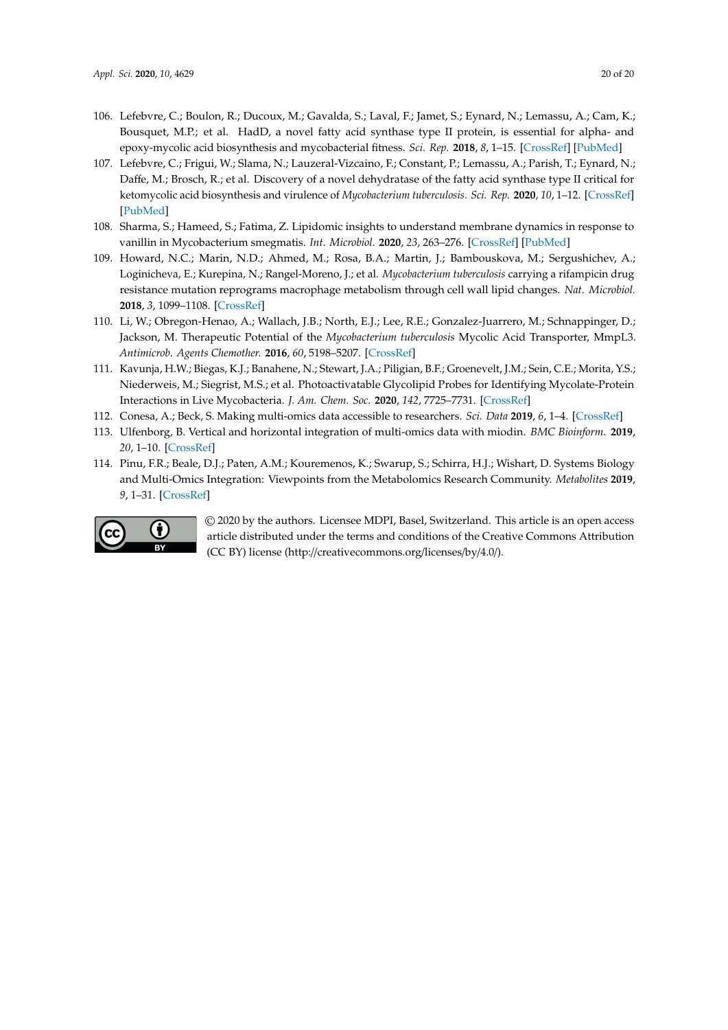106. Lefebvre, C.; Boulon, R.; Ducoux, M.; Gavalda, S.; Laval, F.; Jamet, S.; Eynard, N.; Lemassu, A.; Cam, K.; Bousquet, M.P.; et al. HadD, a novel fatty acid synthase type II protein, is essential for alpha- and epoxy-mycolic acid biosynthesis and mycobacterial fitness. *Sci. Rep.* **2018**, *8*, 1–15. [CrossRef] [PubMed]
107. Lefebvre, C.; Frigui, W.; Slama, N.; Lauzeral-Vizcaino, F.; Constant, P.; Lemassu, A.; Parish, T.; Eynard, N.; Daffe, M.; Brosch, R.; et al. Discovery of a novel dehydratase of the fatty acid synthase type II critical for ketomycolic acid biosynthesis and virulence of *Mycobacterium tuberculosis*. *Sci. Rep.* **2020**, *10*, 1–12. [CrossRef] [PubMed]
108. Sharma, S.; Hameed, S.; Fatima, Z. Lipidomic insights to understand membrane dynamics in response to vanillin in Mycobacterium smegmatis. *Int. Microbiol.* **2020**, *23*, 263–276. [CrossRef] [PubMed]
109. Howard, N.C.; Marin, N.D.; Ahmed, M.; Rosa, B.A.; Martin, J.; Bambouskova, M.; Sergushichev, A.; Loginicheva, E.; Kurepina, N.; Rangel-Moreno, J.; et al. *Mycobacterium tuberculosis* carrying a rifampicin drug resistance mutation reprograms macrophage metabolism through cell wall lipid changes. *Nat. Microbiol.* **2018**, *3*, 1099–1108. [CrossRef]
110. Li, W.; Obregon-Henao, A.; Wallach, J.B.; North, E.J.; Lee, R.E.; Gonzalez-Juarrero, M.; Schnappinger, D.; Jackson, M. Therapeutic Potential of the *Mycobacterium tuberculosis* Mycolic Acid Transporter, MmpL3. *Antimicrob. Agents Chemother.* **2016**, *60*, 5198–5207. [CrossRef]
111. Kavunja, H.W.; Biegas, K.J.; Banahene, N.; Stewart, J.A.; Piligian, B.F.; Groenevelt, J.M.; Sein, C.E.; Morita, Y.S.; Niederweis, M.; Siegrist, M.S.; et al. Photoactivatable Glycolipid Probes for Identifying Mycolate-Protein Interactions in Live Mycobacteria. *J. Am. Chem. Soc.* **2020**, *142*, 7725–7731. [CrossRef]
112. Conesa, A.; Beck, S. Making multi-omics data accessible to researchers. *Sci. Data* **2019**, *6*, 1–4. [CrossRef]
113. Ulfenborg, B. Vertical and horizontal integration of multi-omics data with miodin. *BMC Bioinform.* **2019**, *20*, 1–10. [CrossRef]
114. Pinu, F.R.; Beale, D.J.; Paten, A.M.; Kouremenos, K.; Swarup, S.; Schirra, H.J.; Wishart, D. Systems Biology and Multi-Omics Integration: Viewpoints from the Metabolomics Research Community. *Metabolites* **2019**, *9*, 1–31. [CrossRef]

© 2020 by the authors. Licensee MDPI, Basel, Switzerland. This article is an open access article distributed under the terms and conditions of the Creative Commons Attribution (CC BY) license (http://creativecommons.org/licenses/by/4.0/).